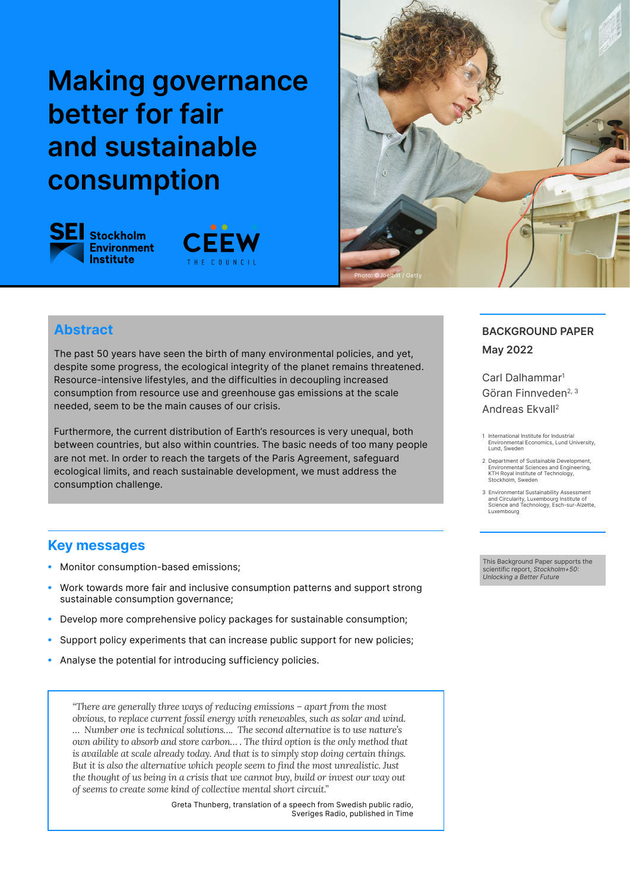# Making governance better for fair and sustainable consumption

Photo: @Joelbilt / Getty

**BACKGROUND PAPER**

**May 2022**

Carl Dalhammar[1]
Göran Finnveden[2, 3]
Andreas Ekvall[2]

1 International Institute for Industrial Environmental Economics, Lund University, Lund, Sweden

2 Department of Sustainable Development, Environmental Sciences and Engineering, KTH Royal Institute of Technology, Stockholm, Sweden

3 Environmental Sustainability Assessment and Circularity, Luxembourg Institute of Science and Technology, Esch-sur-Alzette, Luxembourg

This Background Paper supports the scientific report, *Stockholm+50: Unlocking a Better Future*

## Abstract

The past 50 years have seen the birth of many environmental policies, and yet, despite some progress, the ecological integrity of the planet remains threatened. Resource-intensive lifestyles, and the difficulties in decoupling increased consumption from resource use and greenhouse gas emissions at the scale needed, seem to be the main causes of our crisis.

Furthermore, the current distribution of Earth's resources is very unequal, both between countries, but also within countries. The basic needs of too many people are not met. In order to reach the targets of the Paris Agreement, safeguard ecological limits, and reach sustainable development, we must address the consumption challenge.

## Key messages

- Monitor consumption-based emissions;
- Work towards more fair and inclusive consumption patterns and support strong sustainable consumption governance;
- Develop more comprehensive policy packages for sustainable consumption;
- Support policy experiments that can increase public support for new policies;
- Analyse the potential for introducing sufficiency policies.

> *"There are generally three ways of reducing emissions – apart from the most obvious, to replace current fossil energy with renewables, such as solar and wind. … Number one is technical solutions…. The second alternative is to use nature's own ability to absorb and store carbon… . The third option is the only method that is available at scale already today. And that is to simply stop doing certain things. But it is also the alternative which people seem to find the most unrealistic. Just the thought of us being in a crisis that we cannot buy, build or invest our way out of seems to create some kind of collective mental short circuit."*
>
> Greta Thunberg, translation of a speech from Swedish public radio, Sveriges Radio, published in Time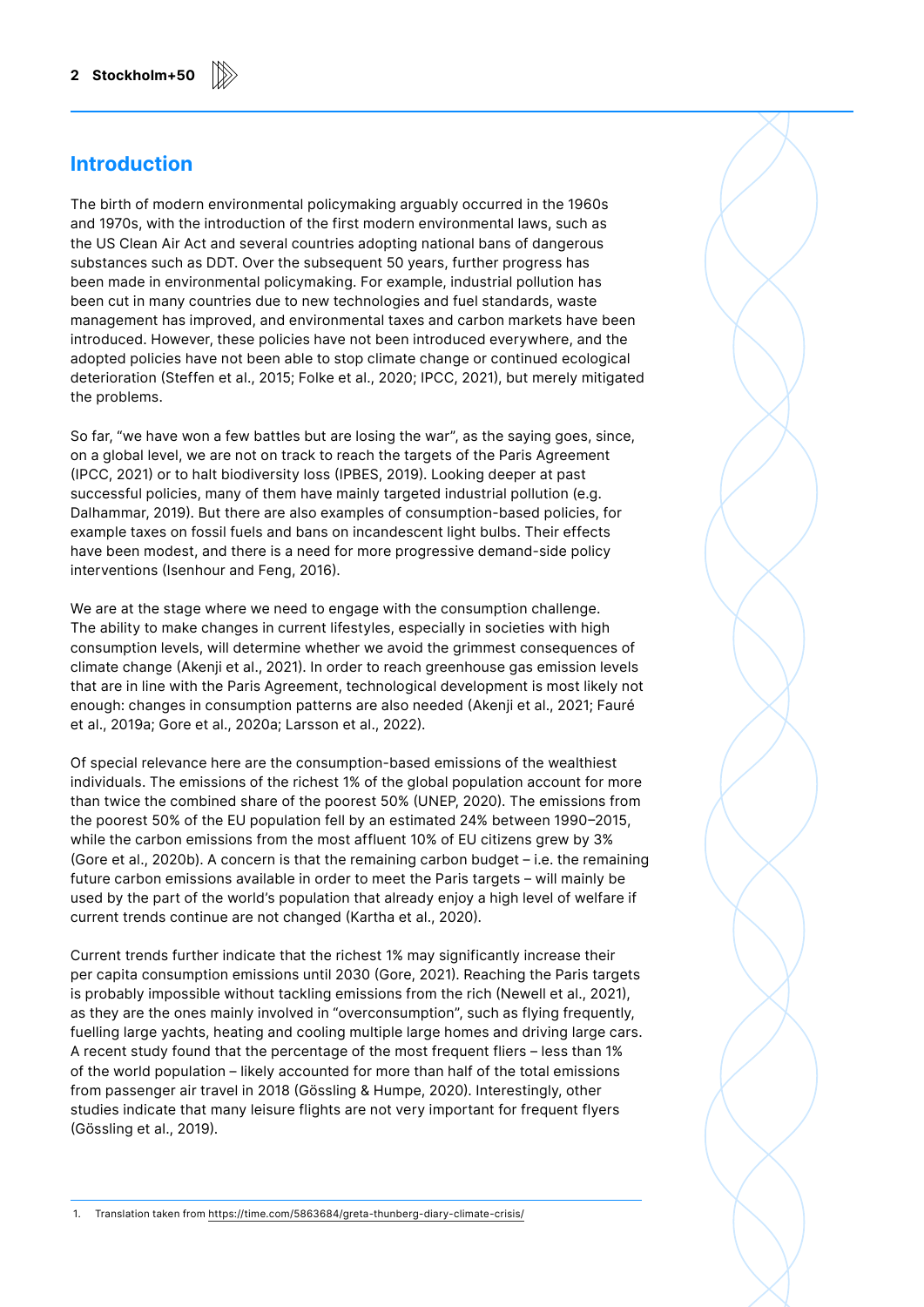## Introduction

The birth of modern environmental policymaking arguably occurred in the 1960s and 1970s, with the introduction of the first modern environmental laws, such as the US Clean Air Act and several countries adopting national bans of dangerous substances such as DDT. Over the subsequent 50 years, further progress has been made in environmental policymaking. For example, industrial pollution has been cut in many countries due to new technologies and fuel standards, waste management has improved, and environmental taxes and carbon markets have been introduced. However, these policies have not been introduced everywhere, and the adopted policies have not been able to stop climate change or continued ecological deterioration (Steffen et al., 2015; Folke et al., 2020; IPCC, 2021), but merely mitigated the problems.

So far, "we have won a few battles but are losing the war", as the saying goes, since, on a global level, we are not on track to reach the targets of the Paris Agreement (IPCC, 2021) or to halt biodiversity loss (IPBES, 2019). Looking deeper at past successful policies, many of them have mainly targeted industrial pollution (e.g. Dalhammar, 2019). But there are also examples of consumption-based policies, for example taxes on fossil fuels and bans on incandescent light bulbs. Their effects have been modest, and there is a need for more progressive demand-side policy interventions (Isenhour and Feng, 2016).

We are at the stage where we need to engage with the consumption challenge. The ability to make changes in current lifestyles, especially in societies with high consumption levels, will determine whether we avoid the grimmest consequences of climate change (Akenji et al., 2021). In order to reach greenhouse gas emission levels that are in line with the Paris Agreement, technological development is most likely not enough: changes in consumption patterns are also needed (Akenji et al., 2021; Fauré et al., 2019a; Gore et al., 2020a; Larsson et al., 2022).

Of special relevance here are the consumption-based emissions of the wealthiest individuals. The emissions of the richest 1% of the global population account for more than twice the combined share of the poorest 50% (UNEP, 2020). The emissions from the poorest 50% of the EU population fell by an estimated 24% between 1990–2015, while the carbon emissions from the most affluent 10% of EU citizens grew by 3% (Gore et al., 2020b). A concern is that the remaining carbon budget – i.e. the remaining future carbon emissions available in order to meet the Paris targets – will mainly be used by the part of the world's population that already enjoy a high level of welfare if current trends continue are not changed (Kartha et al., 2020).

Current trends further indicate that the richest 1% may significantly increase their per capita consumption emissions until 2030 (Gore, 2021). Reaching the Paris targets is probably impossible without tackling emissions from the rich (Newell et al., 2021), as they are the ones mainly involved in "overconsumption", such as flying frequently, fuelling large yachts, heating and cooling multiple large homes and driving large cars. A recent study found that the percentage of the most frequent fliers – less than 1% of the world population – likely accounted for more than half of the total emissions from passenger air travel in 2018 (Gössling & Humpe, 2020). Interestingly, other studies indicate that many leisure flights are not very important for frequent flyers (Gössling et al., 2019).

1. Translation taken from https://time.com/5863684/greta-thunberg-diary-climate-crisis/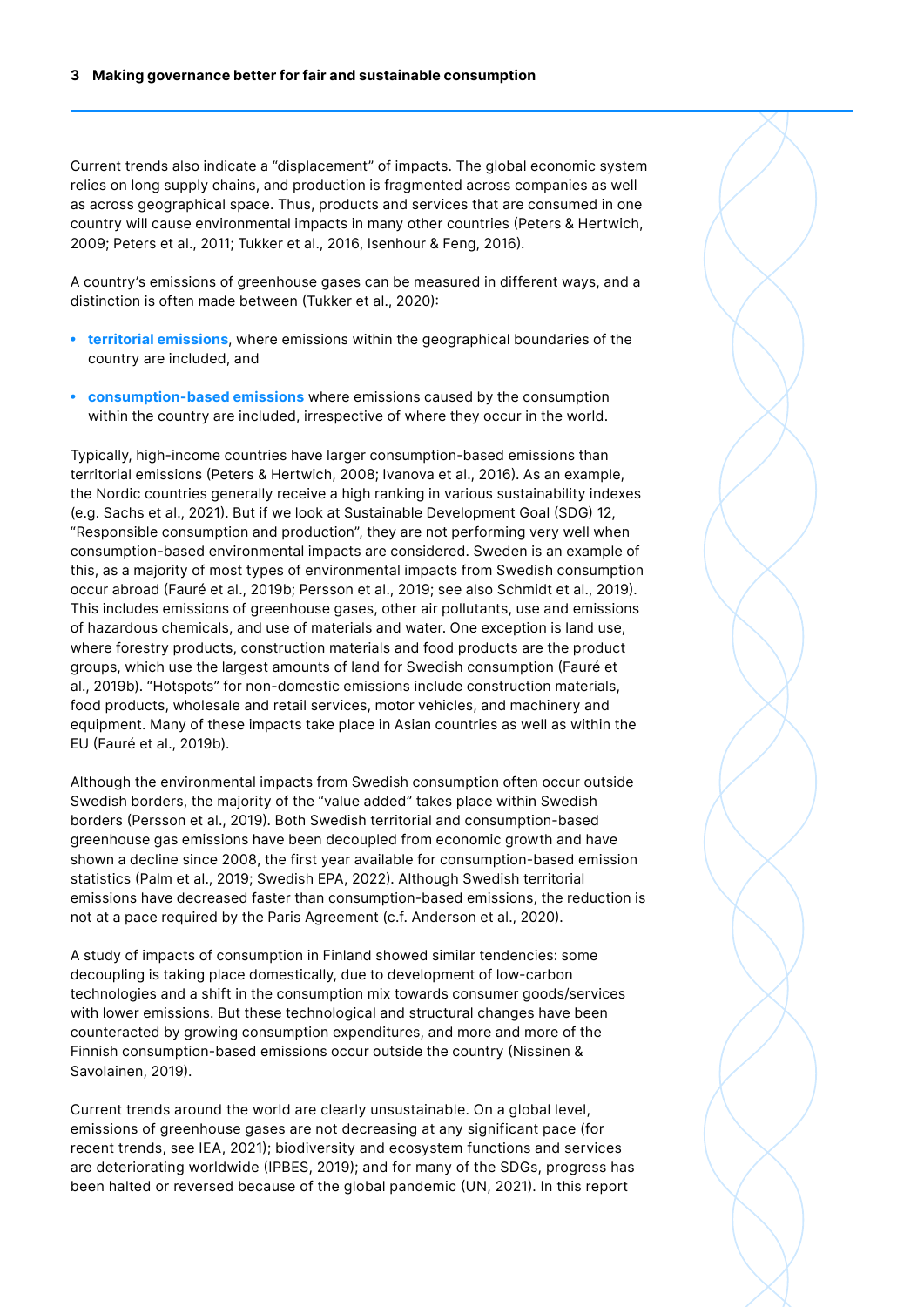Current trends also indicate a "displacement" of impacts. The global economic system relies on long supply chains, and production is fragmented across companies as well as across geographical space. Thus, products and services that are consumed in one country will cause environmental impacts in many other countries (Peters & Hertwich, 2009; Peters et al., 2011; Tukker et al., 2016, Isenhour & Feng, 2016).

A country's emissions of greenhouse gases can be measured in different ways, and a distinction is often made between (Tukker et al., 2020):

- **territorial emissions**, where emissions within the geographical boundaries of the country are included, and
- **consumption-based emissions** where emissions caused by the consumption within the country are included, irrespective of where they occur in the world.

Typically, high-income countries have larger consumption-based emissions than territorial emissions (Peters & Hertwich, 2008; Ivanova et al., 2016). As an example, the Nordic countries generally receive a high ranking in various sustainability indexes (e.g. Sachs et al., 2021). But if we look at Sustainable Development Goal (SDG) 12, "Responsible consumption and production", they are not performing very well when consumption-based environmental impacts are considered. Sweden is an example of this, as a majority of most types of environmental impacts from Swedish consumption occur abroad (Fauré et al., 2019b; Persson et al., 2019; see also Schmidt et al., 2019). This includes emissions of greenhouse gases, other air pollutants, use and emissions of hazardous chemicals, and use of materials and water. One exception is land use, where forestry products, construction materials and food products are the product groups, which use the largest amounts of land for Swedish consumption (Fauré et al., 2019b). "Hotspots" for non-domestic emissions include construction materials, food products, wholesale and retail services, motor vehicles, and machinery and equipment. Many of these impacts take place in Asian countries as well as within the EU (Fauré et al., 2019b).

Although the environmental impacts from Swedish consumption often occur outside Swedish borders, the majority of the "value added" takes place within Swedish borders (Persson et al., 2019). Both Swedish territorial and consumption-based greenhouse gas emissions have been decoupled from economic growth and have shown a decline since 2008, the first year available for consumption-based emission statistics (Palm et al., 2019; Swedish EPA, 2022). Although Swedish territorial emissions have decreased faster than consumption-based emissions, the reduction is not at a pace required by the Paris Agreement (c.f. Anderson et al., 2020).

A study of impacts of consumption in Finland showed similar tendencies: some decoupling is taking place domestically, due to development of low-carbon technologies and a shift in the consumption mix towards consumer goods/services with lower emissions. But these technological and structural changes have been counteracted by growing consumption expenditures, and more and more of the Finnish consumption-based emissions occur outside the country (Nissinen & Savolainen, 2019).

Current trends around the world are clearly unsustainable. On a global level, emissions of greenhouse gases are not decreasing at any significant pace (for recent trends, see IEA, 2021); biodiversity and ecosystem functions and services are deteriorating worldwide (IPBES, 2019); and for many of the SDGs, progress has been halted or reversed because of the global pandemic (UN, 2021). In this report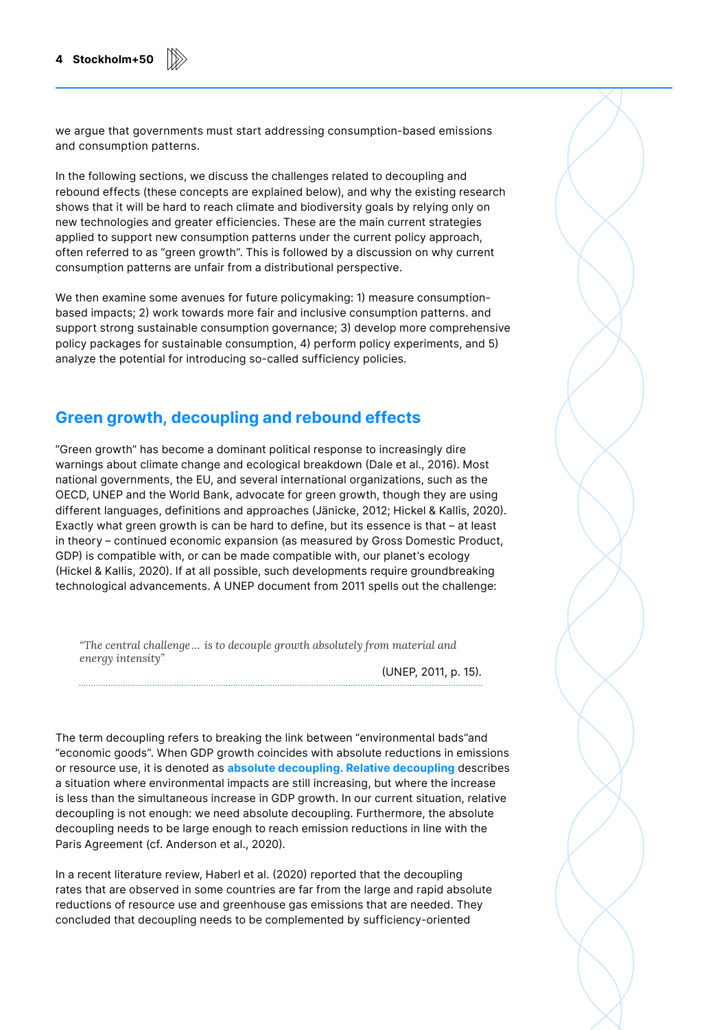we argue that governments must start addressing consumption-based emissions and consumption patterns.

In the following sections, we discuss the challenges related to decoupling and rebound effects (these concepts are explained below), and why the existing research shows that it will be hard to reach climate and biodiversity goals by relying only on new technologies and greater efficiencies. These are the main current strategies applied to support new consumption patterns under the current policy approach, often referred to as "green growth". This is followed by a discussion on why current consumption patterns are unfair from a distributional perspective.

We then examine some avenues for future policymaking: 1) measure consumption-based impacts; 2) work towards more fair and inclusive consumption patterns. and support strong sustainable consumption governance; 3) develop more comprehensive policy packages for sustainable consumption, 4) perform policy experiments, and 5) analyze the potential for introducing so-called sufficiency policies.

## Green growth, decoupling and rebound effects

"Green growth" has become a dominant political response to increasingly dire warnings about climate change and ecological breakdown (Dale et al., 2016). Most national governments, the EU, and several international organizations, such as the OECD, UNEP and the World Bank, advocate for green growth, though they are using different languages, definitions and approaches (Jänicke, 2012; Hickel & Kallis, 2020). Exactly what green growth is can be hard to define, but its essence is that – at least in theory – continued economic expansion (as measured by Gross Domestic Product, GDP) is compatible with, or can be made compatible with, our planet's ecology (Hickel & Kallis, 2020). If at all possible, such developments require groundbreaking technological advancements. A UNEP document from 2011 spells out the challenge:

> *"The central challenge… is to decouple growth absolutely from material and energy intensity"*
>
> (UNEP, 2011, p. 15).

The term decoupling refers to breaking the link between "environmental bads"and "economic goods". When GDP growth coincides with absolute reductions in emissions or resource use, it is denoted as **absolute decoupling. Relative decoupling** describes a situation where environmental impacts are still increasing, but where the increase is less than the simultaneous increase in GDP growth. In our current situation, relative decoupling is not enough: we need absolute decoupling. Furthermore, the absolute decoupling needs to be large enough to reach emission reductions in line with the Paris Agreement (cf. Anderson et al., 2020).

In a recent literature review, Haberl et al. (2020) reported that the decoupling rates that are observed in some countries are far from the large and rapid absolute reductions of resource use and greenhouse gas emissions that are needed. They concluded that decoupling needs to be complemented by sufficiency-oriented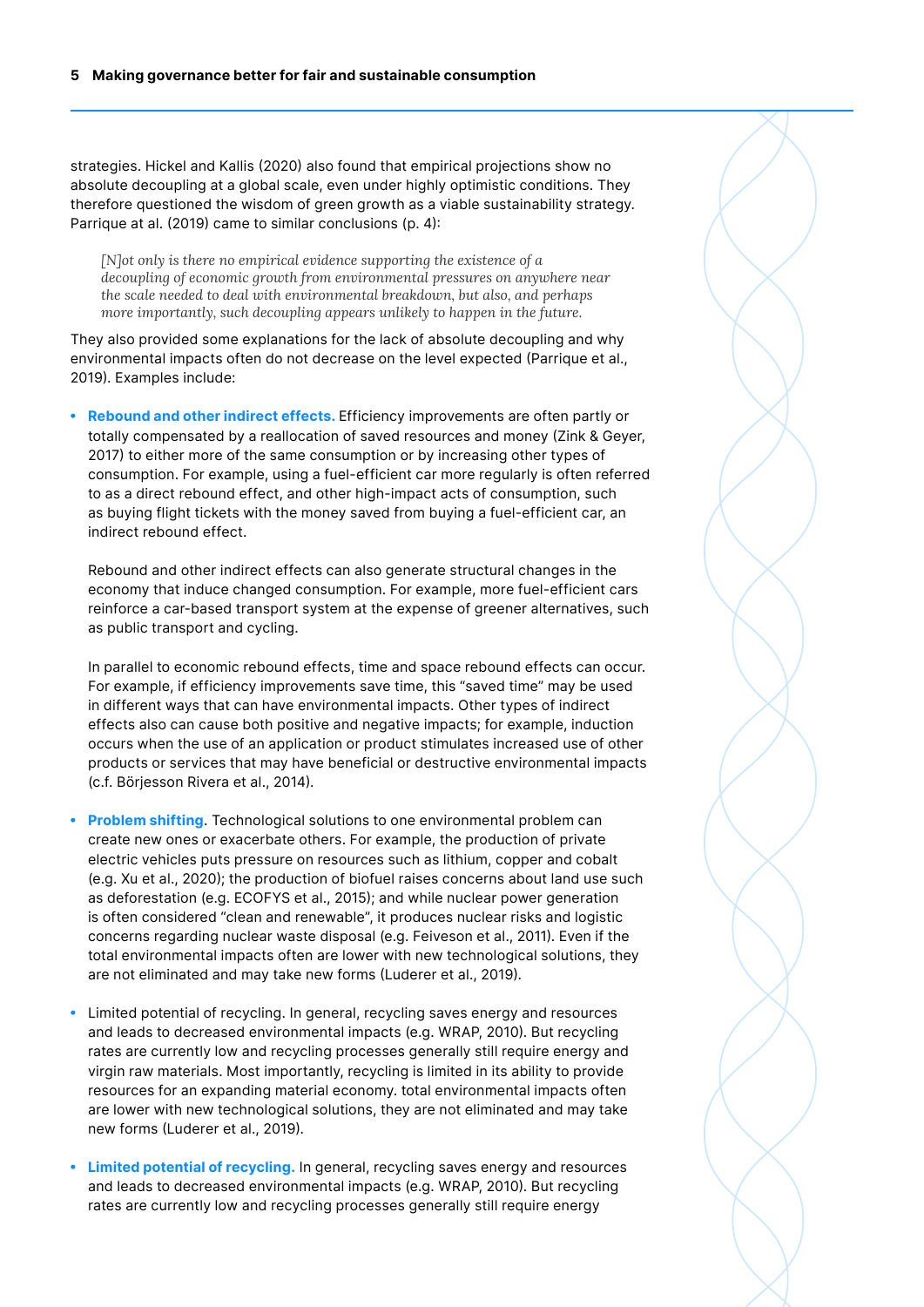strategies. Hickel and Kallis (2020) also found that empirical projections show no absolute decoupling at a global scale, even under highly optimistic conditions. They therefore questioned the wisdom of green growth as a viable sustainability strategy. Parrique at al. (2019) came to similar conclusions (p. 4):

> *[N]ot only is there no empirical evidence supporting the existence of a decoupling of economic growth from environmental pressures on anywhere near the scale needed to deal with environmental breakdown, but also, and perhaps more importantly, such decoupling appears unlikely to happen in the future.*

They also provided some explanations for the lack of absolute decoupling and why environmental impacts often do not decrease on the level expected (Parrique et al., 2019). Examples include:

- **Rebound and other indirect effects.** Efficiency improvements are often partly or totally compensated by a reallocation of saved resources and money (Zink & Geyer, 2017) to either more of the same consumption or by increasing other types of consumption. For example, using a fuel-efficient car more regularly is often referred to as a direct rebound effect, and other high-impact acts of consumption, such as buying flight tickets with the money saved from buying a fuel-efficient car, an indirect rebound effect.

  Rebound and other indirect effects can also generate structural changes in the economy that induce changed consumption. For example, more fuel-efficient cars reinforce a car-based transport system at the expense of greener alternatives, such as public transport and cycling.

  In parallel to economic rebound effects, time and space rebound effects can occur. For example, if efficiency improvements save time, this "saved time" may be used in different ways that can have environmental impacts. Other types of indirect effects also can cause both positive and negative impacts; for example, induction occurs when the use of an application or product stimulates increased use of other products or services that may have beneficial or destructive environmental impacts (c.f. Börjesson Rivera et al., 2014).

- **Problem shifting**. Technological solutions to one environmental problem can create new ones or exacerbate others. For example, the production of private electric vehicles puts pressure on resources such as lithium, copper and cobalt (e.g. Xu et al., 2020); the production of biofuel raises concerns about land use such as deforestation (e.g. ECOFYS et al., 2015); and while nuclear power generation is often considered "clean and renewable", it produces nuclear risks and logistic concerns regarding nuclear waste disposal (e.g. Feiveson et al., 2011). Even if the total environmental impacts often are lower with new technological solutions, they are not eliminated and may take new forms (Luderer et al., 2019).

- Limited potential of recycling. In general, recycling saves energy and resources and leads to decreased environmental impacts (e.g. WRAP, 2010). But recycling rates are currently low and recycling processes generally still require energy and virgin raw materials. Most importantly, recycling is limited in its ability to provide resources for an expanding material economy. total environmental impacts often are lower with new technological solutions, they are not eliminated and may take new forms (Luderer et al., 2019).

- **Limited potential of recycling.** In general, recycling saves energy and resources and leads to decreased environmental impacts (e.g. WRAP, 2010). But recycling rates are currently low and recycling processes generally still require energy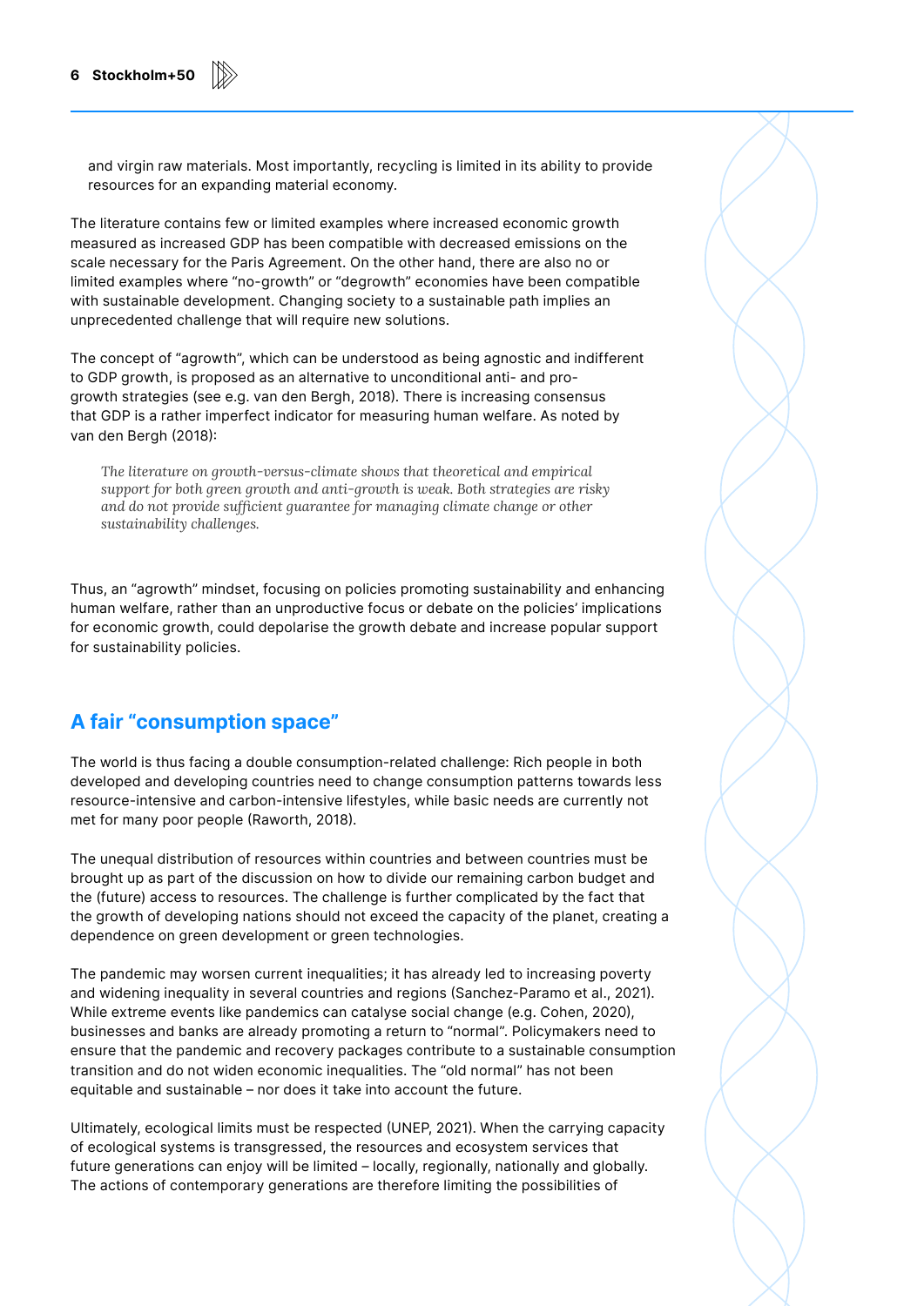and virgin raw materials. Most importantly, recycling is limited in its ability to provide resources for an expanding material economy.

The literature contains few or limited examples where increased economic growth measured as increased GDP has been compatible with decreased emissions on the scale necessary for the Paris Agreement. On the other hand, there are also no or limited examples where "no-growth" or "degrowth" economies have been compatible with sustainable development. Changing society to a sustainable path implies an unprecedented challenge that will require new solutions.

The concept of "agrowth", which can be understood as being agnostic and indifferent to GDP growth, is proposed as an alternative to unconditional anti- and pro-growth strategies (see e.g. van den Bergh, 2018). There is increasing consensus that GDP is a rather imperfect indicator for measuring human welfare. As noted by van den Bergh (2018):

> *The literature on growth-versus-climate shows that theoretical and empirical support for both green growth and anti-growth is weak. Both strategies are risky and do not provide sufficient guarantee for managing climate change or other sustainability challenges.*

Thus, an "agrowth" mindset, focusing on policies promoting sustainability and enhancing human welfare, rather than an unproductive focus or debate on the policies' implications for economic growth, could depolarise the growth debate and increase popular support for sustainability policies.

## A fair "consumption space"

The world is thus facing a double consumption-related challenge: Rich people in both developed and developing countries need to change consumption patterns towards less resource-intensive and carbon-intensive lifestyles, while basic needs are currently not met for many poor people (Raworth, 2018).

The unequal distribution of resources within countries and between countries must be brought up as part of the discussion on how to divide our remaining carbon budget and the (future) access to resources. The challenge is further complicated by the fact that the growth of developing nations should not exceed the capacity of the planet, creating a dependence on green development or green technologies.

The pandemic may worsen current inequalities; it has already led to increasing poverty and widening inequality in several countries and regions (Sanchez-Paramo et al., 2021). While extreme events like pandemics can catalyse social change (e.g. Cohen, 2020), businesses and banks are already promoting a return to "normal". Policymakers need to ensure that the pandemic and recovery packages contribute to a sustainable consumption transition and do not widen economic inequalities. The "old normal" has not been equitable and sustainable – nor does it take into account the future.

Ultimately, ecological limits must be respected (UNEP, 2021). When the carrying capacity of ecological systems is transgressed, the resources and ecosystem services that future generations can enjoy will be limited – locally, regionally, nationally and globally. The actions of contemporary generations are therefore limiting the possibilities of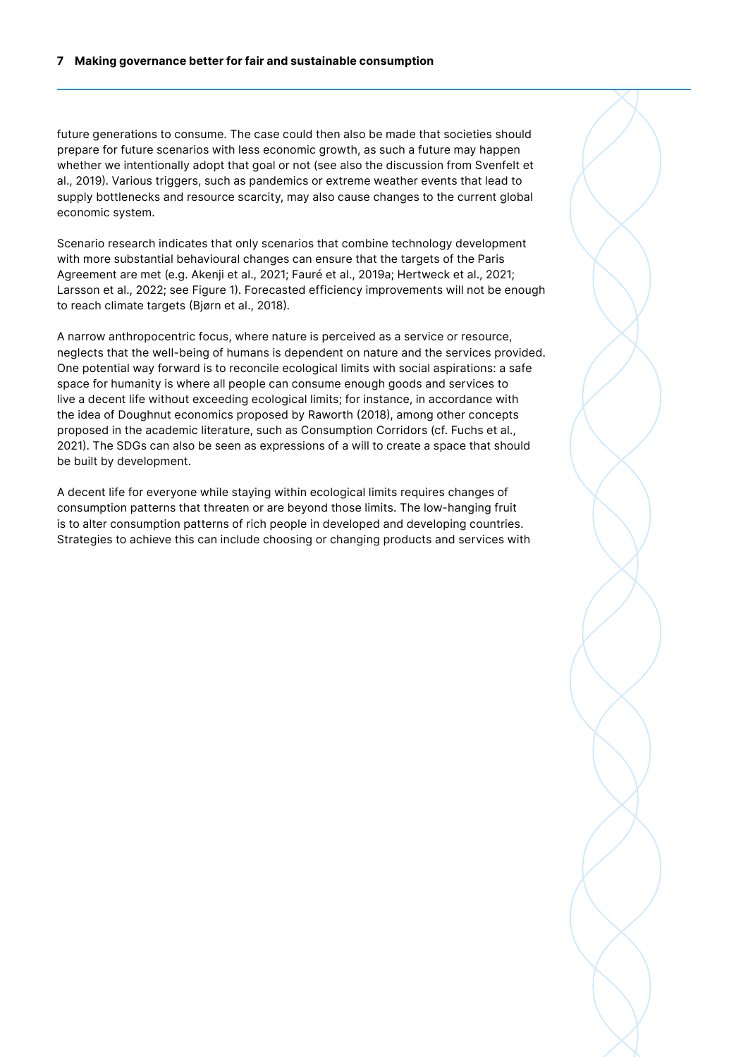future generations to consume. The case could then also be made that societies should prepare for future scenarios with less economic growth, as such a future may happen whether we intentionally adopt that goal or not (see also the discussion from Svenfelt et al., 2019). Various triggers, such as pandemics or extreme weather events that lead to supply bottlenecks and resource scarcity, may also cause changes to the current global economic system.

Scenario research indicates that only scenarios that combine technology development with more substantial behavioural changes can ensure that the targets of the Paris Agreement are met (e.g. Akenji et al., 2021; Fauré et al., 2019a; Hertweck et al., 2021; Larsson et al., 2022; see Figure 1). Forecasted efficiency improvements will not be enough to reach climate targets (Bjørn et al., 2018).

A narrow anthropocentric focus, where nature is perceived as a service or resource, neglects that the well-being of humans is dependent on nature and the services provided. One potential way forward is to reconcile ecological limits with social aspirations: a safe space for humanity is where all people can consume enough goods and services to live a decent life without exceeding ecological limits; for instance, in accordance with the idea of Doughnut economics proposed by Raworth (2018), among other concepts proposed in the academic literature, such as Consumption Corridors (cf. Fuchs et al., 2021). The SDGs can also be seen as expressions of a will to create a space that should be built by development.

A decent life for everyone while staying within ecological limits requires changes of consumption patterns that threaten or are beyond those limits. The low-hanging fruit is to alter consumption patterns of rich people in developed and developing countries. Strategies to achieve this can include choosing or changing products and services with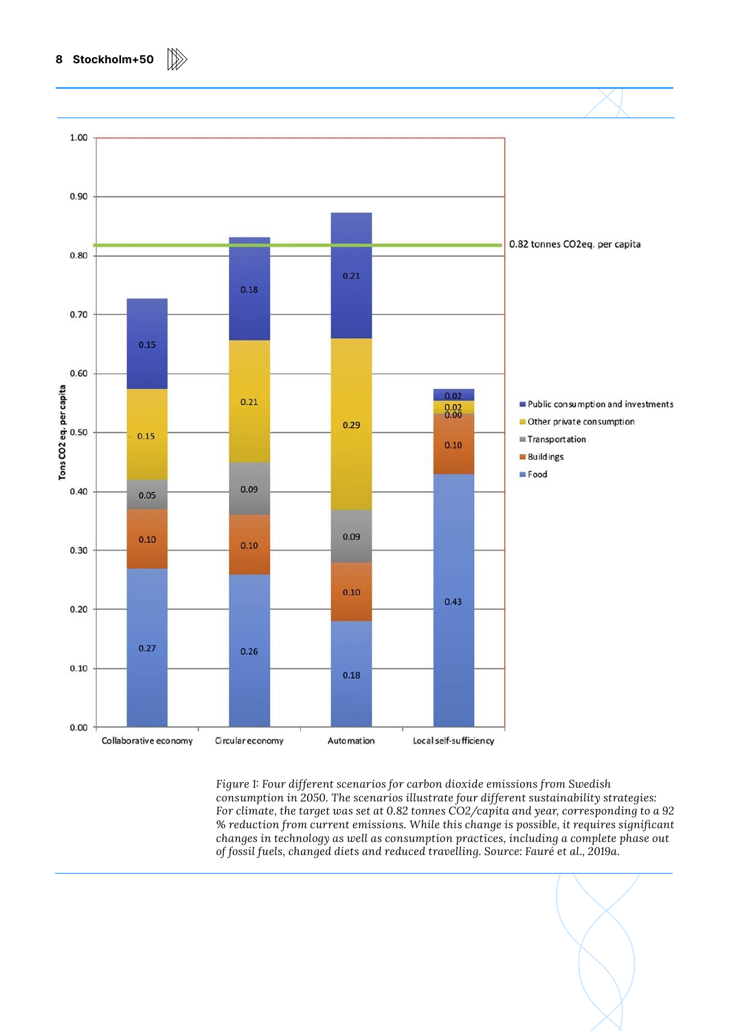| | Collaborative economy | Circular economy | Automation | Local self-sufficiency |
|---|---|---|---|---|
| Public consumption and investments | 0.15 | 0.18 | 0.21 | 0.02 |
| Other private consumption | 0.15 | 0.21 | 0.29 | 0.02 |
| Transportation | 0.05 | 0.09 | 0.09 | 0.00 |
| Buildings | 0.10 | 0.10 | 0.10 | 0.10 |
| Food | 0.27 | 0.26 | 0.18 | 0.43 |

Tons CO2 eq. per capita. Reference line: 0.82 tonnes CO2eq. per capita

*Figure 1: Four different scenarios for carbon dioxide emissions from Swedish consumption in 2050. The scenarios illustrate four different sustainability strategies: For climate, the target was set at 0.82 tonnes CO2/capita and year, corresponding to a 92 % reduction from current emissions. While this change is possible, it requires significant changes in technology as well as consumption practices, including a complete phase out of fossil fuels, changed diets and reduced travelling. Source: Fauré et al., 2019a.*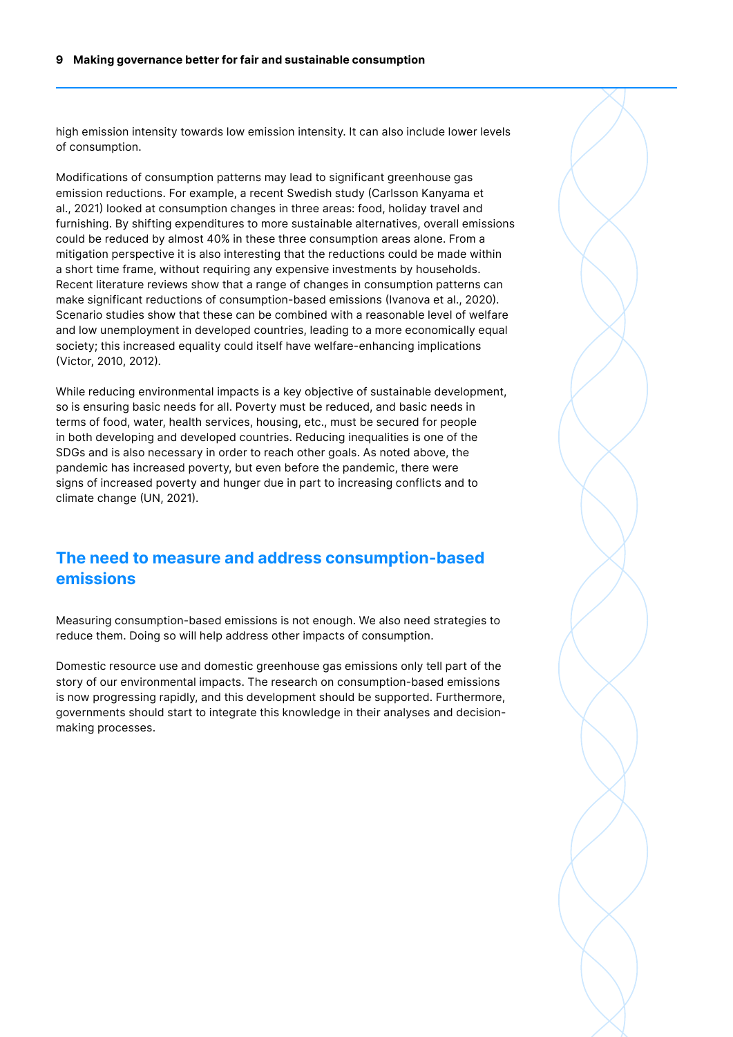high emission intensity towards low emission intensity. It can also include lower levels of consumption.

Modifications of consumption patterns may lead to significant greenhouse gas emission reductions. For example, a recent Swedish study (Carlsson Kanyama et al., 2021) looked at consumption changes in three areas: food, holiday travel and furnishing. By shifting expenditures to more sustainable alternatives, overall emissions could be reduced by almost 40% in these three consumption areas alone. From a mitigation perspective it is also interesting that the reductions could be made within a short time frame, without requiring any expensive investments by households. Recent literature reviews show that a range of changes in consumption patterns can make significant reductions of consumption-based emissions (Ivanova et al., 2020). Scenario studies show that these can be combined with a reasonable level of welfare and low unemployment in developed countries, leading to a more economically equal society; this increased equality could itself have welfare-enhancing implications (Victor, 2010, 2012).

While reducing environmental impacts is a key objective of sustainable development, so is ensuring basic needs for all. Poverty must be reduced, and basic needs in terms of food, water, health services, housing, etc., must be secured for people in both developing and developed countries. Reducing inequalities is one of the SDGs and is also necessary in order to reach other goals. As noted above, the pandemic has increased poverty, but even before the pandemic, there were signs of increased poverty and hunger due in part to increasing conflicts and to climate change (UN, 2021).

## The need to measure and address consumption-based emissions

Measuring consumption-based emissions is not enough. We also need strategies to reduce them. Doing so will help address other impacts of consumption.

Domestic resource use and domestic greenhouse gas emissions only tell part of the story of our environmental impacts. The research on consumption-based emissions is now progressing rapidly, and this development should be supported. Furthermore, governments should start to integrate this knowledge in their analyses and decision-making processes.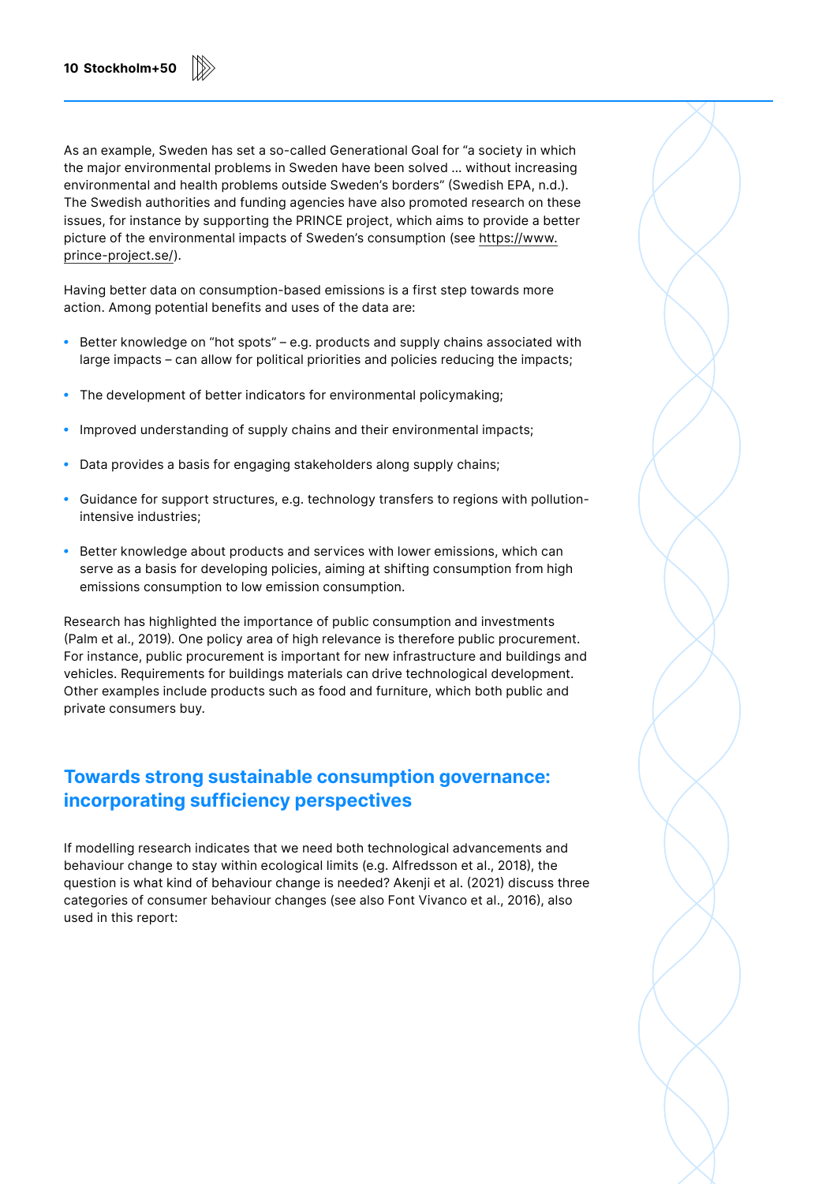As an example, Sweden has set a so-called Generational Goal for "a society in which the major environmental problems in Sweden have been solved ... without increasing environmental and health problems outside Sweden's borders" (Swedish EPA, n.d.). The Swedish authorities and funding agencies have also promoted research on these issues, for instance by supporting the PRINCE project, which aims to provide a better picture of the environmental impacts of Sweden's consumption (see https://www.prince-project.se/).

Having better data on consumption-based emissions is a first step towards more action. Among potential benefits and uses of the data are:

- Better knowledge on "hot spots" – e.g. products and supply chains associated with large impacts – can allow for political priorities and policies reducing the impacts;
- The development of better indicators for environmental policymaking;
- Improved understanding of supply chains and their environmental impacts;
- Data provides a basis for engaging stakeholders along supply chains;
- Guidance for support structures, e.g. technology transfers to regions with pollution-intensive industries;
- Better knowledge about products and services with lower emissions, which can serve as a basis for developing policies, aiming at shifting consumption from high emissions consumption to low emission consumption.

Research has highlighted the importance of public consumption and investments (Palm et al., 2019). One policy area of high relevance is therefore public procurement. For instance, public procurement is important for new infrastructure and buildings and vehicles. Requirements for buildings materials can drive technological development. Other examples include products such as food and furniture, which both public and private consumers buy.

## Towards strong sustainable consumption governance: incorporating sufficiency perspectives

If modelling research indicates that we need both technological advancements and behaviour change to stay within ecological limits (e.g. Alfredsson et al., 2018), the question is what kind of behaviour change is needed? Akenji et al. (2021) discuss three categories of consumer behaviour changes (see also Font Vivanco et al., 2016), also used in this report: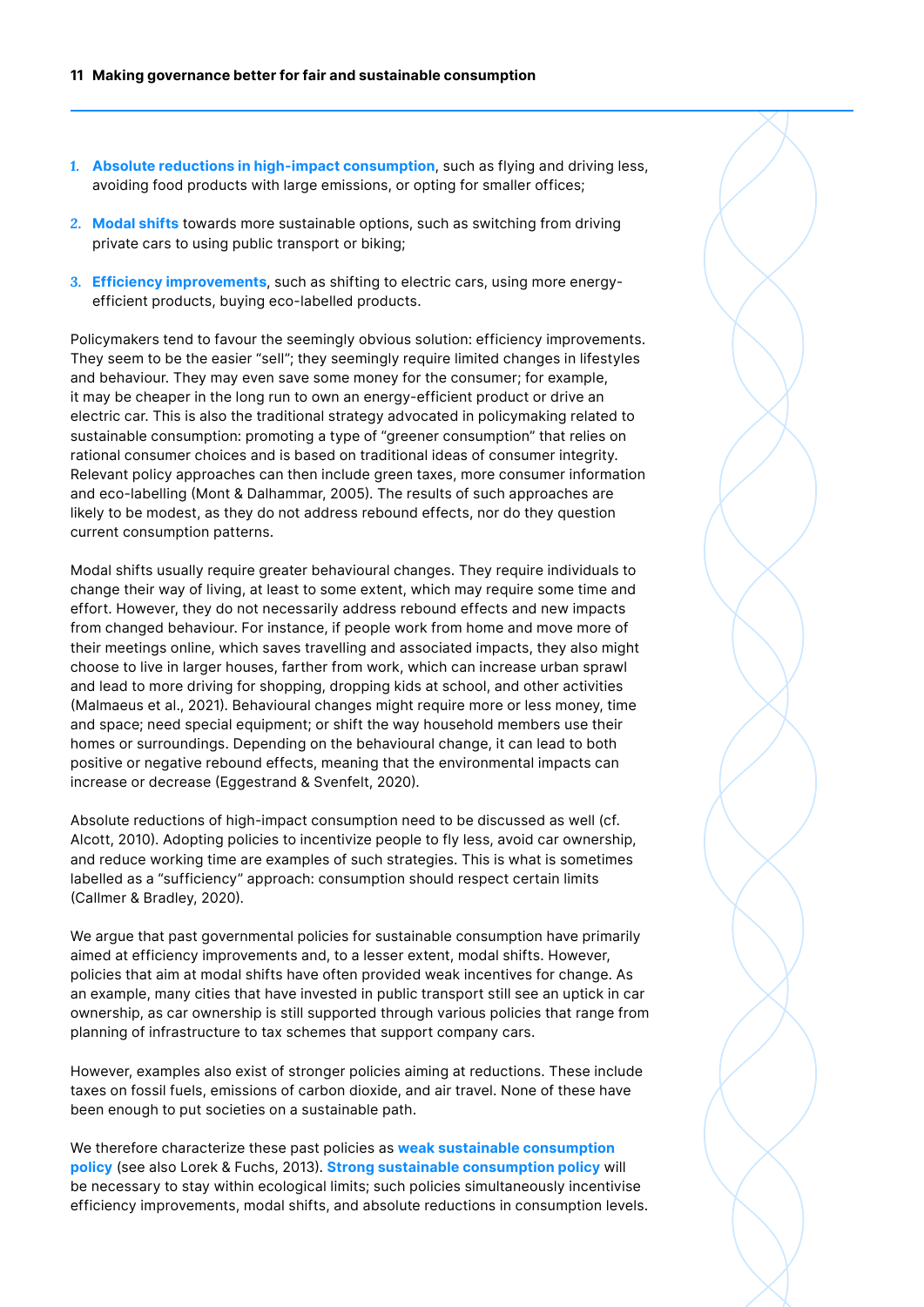1. **Absolute reductions in high-impact consumption**, such as flying and driving less, avoiding food products with large emissions, or opting for smaller offices;
2. **Modal shifts** towards more sustainable options, such as switching from driving private cars to using public transport or biking;
3. **Efficiency improvements**, such as shifting to electric cars, using more energy-efficient products, buying eco-labelled products.

Policymakers tend to favour the seemingly obvious solution: efficiency improvements. They seem to be the easier "sell"; they seemingly require limited changes in lifestyles and behaviour. They may even save some money for the consumer; for example, it may be cheaper in the long run to own an energy-efficient product or drive an electric car. This is also the traditional strategy advocated in policymaking related to sustainable consumption: promoting a type of "greener consumption" that relies on rational consumer choices and is based on traditional ideas of consumer integrity. Relevant policy approaches can then include green taxes, more consumer information and eco-labelling (Mont & Dalhammar, 2005). The results of such approaches are likely to be modest, as they do not address rebound effects, nor do they question current consumption patterns.

Modal shifts usually require greater behavioural changes. They require individuals to change their way of living, at least to some extent, which may require some time and effort. However, they do not necessarily address rebound effects and new impacts from changed behaviour. For instance, if people work from home and move more of their meetings online, which saves travelling and associated impacts, they also might choose to live in larger houses, farther from work, which can increase urban sprawl and lead to more driving for shopping, dropping kids at school, and other activities (Malmaeus et al., 2021). Behavioural changes might require more or less money, time and space; need special equipment; or shift the way household members use their homes or surroundings. Depending on the behavioural change, it can lead to both positive or negative rebound effects, meaning that the environmental impacts can increase or decrease (Eggestrand & Svenfelt, 2020).

Absolute reductions of high-impact consumption need to be discussed as well (cf. Alcott, 2010). Adopting policies to incentivize people to fly less, avoid car ownership, and reduce working time are examples of such strategies. This is what is sometimes labelled as a "sufficiency" approach: consumption should respect certain limits (Callmer & Bradley, 2020).

We argue that past governmental policies for sustainable consumption have primarily aimed at efficiency improvements and, to a lesser extent, modal shifts. However, policies that aim at modal shifts have often provided weak incentives for change. As an example, many cities that have invested in public transport still see an uptick in car ownership, as car ownership is still supported through various policies that range from planning of infrastructure to tax schemes that support company cars.

However, examples also exist of stronger policies aiming at reductions. These include taxes on fossil fuels, emissions of carbon dioxide, and air travel. None of these have been enough to put societies on a sustainable path.

We therefore characterize these past policies as **weak sustainable consumption policy** (see also Lorek & Fuchs, 2013). **Strong sustainable consumption policy** will be necessary to stay within ecological limits; such policies simultaneously incentivise efficiency improvements, modal shifts, and absolute reductions in consumption levels.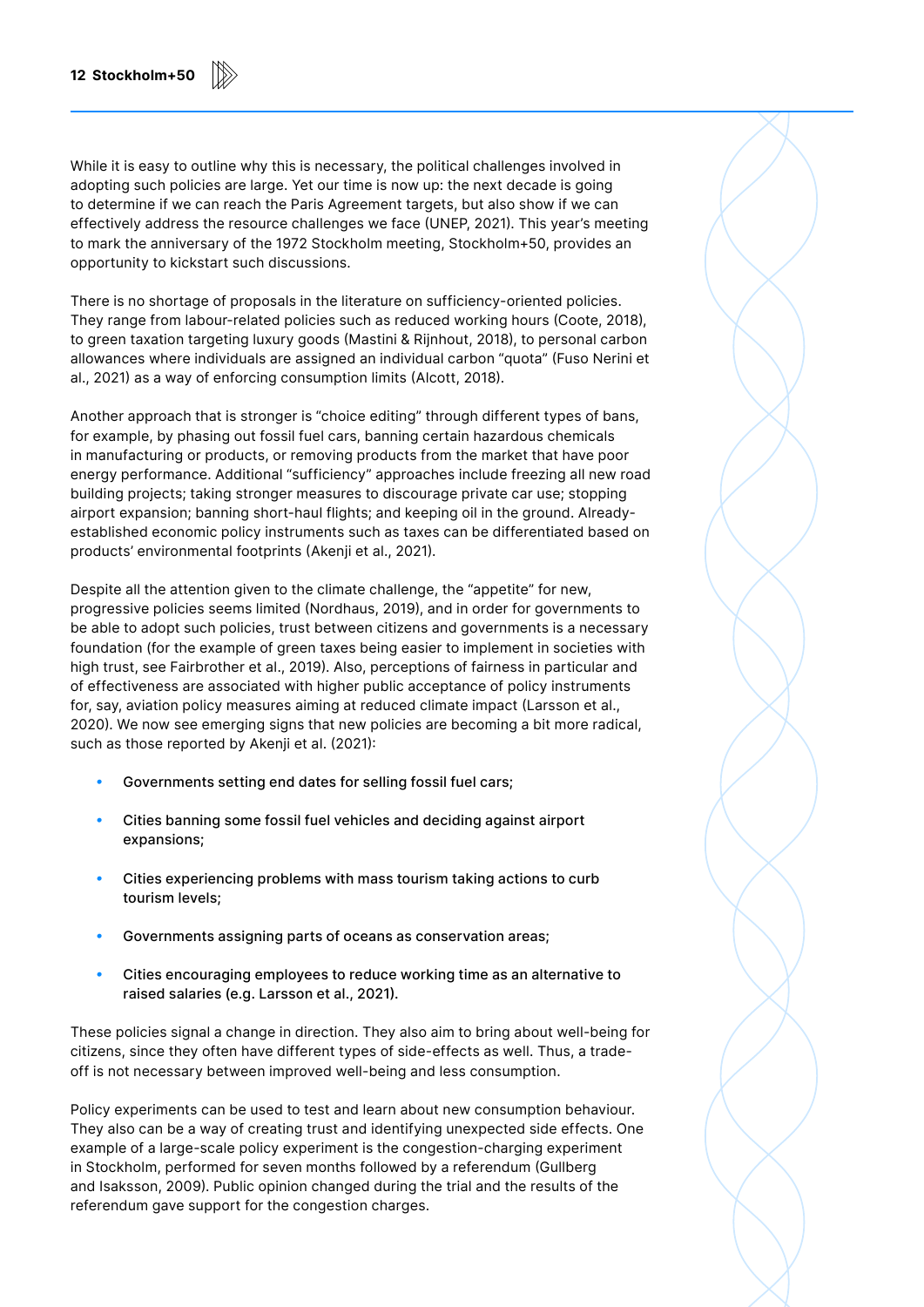While it is easy to outline why this is necessary, the political challenges involved in adopting such policies are large. Yet our time is now up: the next decade is going to determine if we can reach the Paris Agreement targets, but also show if we can effectively address the resource challenges we face (UNEP, 2021). This year's meeting to mark the anniversary of the 1972 Stockholm meeting, Stockholm+50, provides an opportunity to kickstart such discussions.

There is no shortage of proposals in the literature on sufficiency-oriented policies. They range from labour-related policies such as reduced working hours (Coote, 2018), to green taxation targeting luxury goods (Mastini & Rijnhout, 2018), to personal carbon allowances where individuals are assigned an individual carbon "quota" (Fuso Nerini et al., 2021) as a way of enforcing consumption limits (Alcott, 2018).

Another approach that is stronger is "choice editing" through different types of bans, for example, by phasing out fossil fuel cars, banning certain hazardous chemicals in manufacturing or products, or removing products from the market that have poor energy performance. Additional "sufficiency" approaches include freezing all new road building projects; taking stronger measures to discourage private car use; stopping airport expansion; banning short-haul flights; and keeping oil in the ground. Already-established economic policy instruments such as taxes can be differentiated based on products' environmental footprints (Akenji et al., 2021).

Despite all the attention given to the climate challenge, the "appetite" for new, progressive policies seems limited (Nordhaus, 2019), and in order for governments to be able to adopt such policies, trust between citizens and governments is a necessary foundation (for the example of green taxes being easier to implement in societies with high trust, see Fairbrother et al., 2019). Also, perceptions of fairness in particular and of effectiveness are associated with higher public acceptance of policy instruments for, say, aviation policy measures aiming at reduced climate impact (Larsson et al., 2020). We now see emerging signs that new policies are becoming a bit more radical, such as those reported by Akenji et al. (2021):

- Governments setting end dates for selling fossil fuel cars;
- Cities banning some fossil fuel vehicles and deciding against airport expansions;
- Cities experiencing problems with mass tourism taking actions to curb tourism levels;
- Governments assigning parts of oceans as conservation areas;
- Cities encouraging employees to reduce working time as an alternative to raised salaries (e.g. Larsson et al., 2021).

These policies signal a change in direction. They also aim to bring about well-being for citizens, since they often have different types of side-effects as well. Thus, a trade-off is not necessary between improved well-being and less consumption.

Policy experiments can be used to test and learn about new consumption behaviour. They also can be a way of creating trust and identifying unexpected side effects. One example of a large-scale policy experiment is the congestion-charging experiment in Stockholm, performed for seven months followed by a referendum (Gullberg and Isaksson, 2009). Public opinion changed during the trial and the results of the referendum gave support for the congestion charges.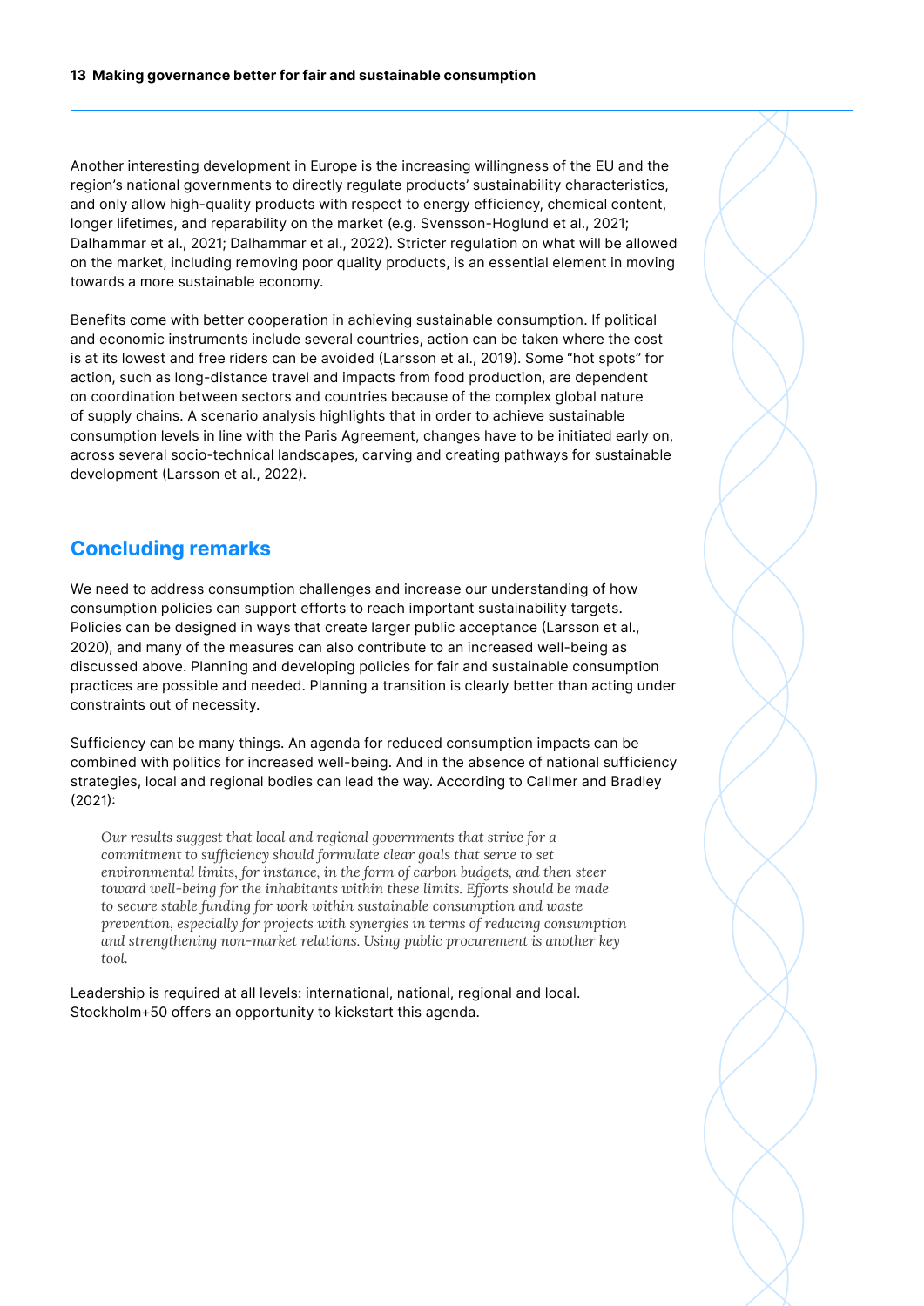Another interesting development in Europe is the increasing willingness of the EU and the region's national governments to directly regulate products' sustainability characteristics, and only allow high-quality products with respect to energy efficiency, chemical content, longer lifetimes, and reparability on the market (e.g. Svensson-Hoglund et al., 2021; Dalhammar et al., 2021; Dalhammar et al., 2022). Stricter regulation on what will be allowed on the market, including removing poor quality products, is an essential element in moving towards a more sustainable economy.

Benefits come with better cooperation in achieving sustainable consumption. If political and economic instruments include several countries, action can be taken where the cost is at its lowest and free riders can be avoided (Larsson et al., 2019). Some "hot spots" for action, such as long-distance travel and impacts from food production, are dependent on coordination between sectors and countries because of the complex global nature of supply chains. A scenario analysis highlights that in order to achieve sustainable consumption levels in line with the Paris Agreement, changes have to be initiated early on, across several socio-technical landscapes, carving and creating pathways for sustainable development (Larsson et al., 2022).

## Concluding remarks

We need to address consumption challenges and increase our understanding of how consumption policies can support efforts to reach important sustainability targets. Policies can be designed in ways that create larger public acceptance (Larsson et al., 2020), and many of the measures can also contribute to an increased well-being as discussed above. Planning and developing policies for fair and sustainable consumption practices are possible and needed. Planning a transition is clearly better than acting under constraints out of necessity.

Sufficiency can be many things. An agenda for reduced consumption impacts can be combined with politics for increased well-being. And in the absence of national sufficiency strategies, local and regional bodies can lead the way. According to Callmer and Bradley (2021):

> *Our results suggest that local and regional governments that strive for a commitment to sufficiency should formulate clear goals that serve to set environmental limits, for instance, in the form of carbon budgets, and then steer toward well-being for the inhabitants within these limits. Efforts should be made to secure stable funding for work within sustainable consumption and waste prevention, especially for projects with synergies in terms of reducing consumption and strengthening non-market relations. Using public procurement is another key tool.*

Leadership is required at all levels: international, national, regional and local. Stockholm+50 offers an opportunity to kickstart this agenda.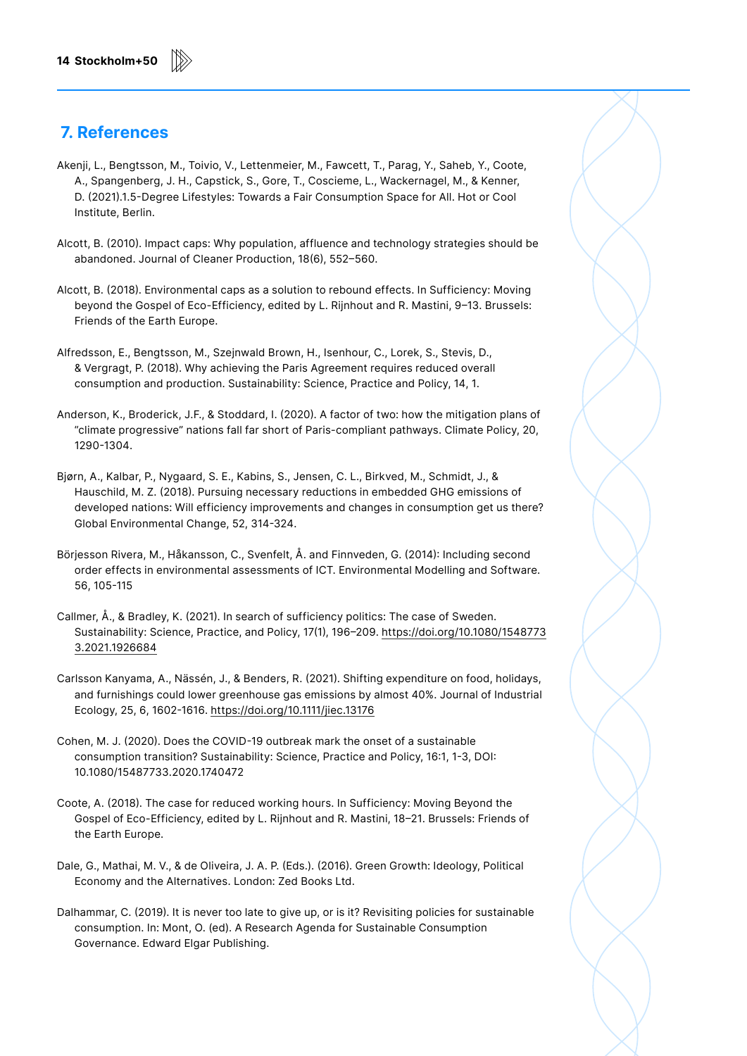## 7. References

Akenji, L., Bengtsson, M., Toivio, V., Lettenmeier, M., Fawcett, T., Parag, Y., Saheb, Y., Coote, A., Spangenberg, J. H., Capstick, S., Gore, T., Coscieme, L., Wackernagel, M., & Kenner, D. (2021).1.5-Degree Lifestyles: Towards a Fair Consumption Space for All. Hot or Cool Institute, Berlin.

Alcott, B. (2010). Impact caps: Why population, affluence and technology strategies should be abandoned. Journal of Cleaner Production, 18(6), 552–560.

Alcott, B. (2018). Environmental caps as a solution to rebound effects. In Sufficiency: Moving beyond the Gospel of Eco-Efficiency, edited by L. Rijnhout and R. Mastini, 9–13. Brussels: Friends of the Earth Europe.

Alfredsson, E., Bengtsson, M., Szejnwald Brown, H., Isenhour, C., Lorek, S., Stevis, D., & Vergragt, P. (2018). Why achieving the Paris Agreement requires reduced overall consumption and production. Sustainability: Science, Practice and Policy, 14, 1.

Anderson, K., Broderick, J.F., & Stoddard, I. (2020). A factor of two: how the mitigation plans of "climate progressive" nations fall far short of Paris-compliant pathways. Climate Policy, 20, 1290-1304.

Bjørn, A., Kalbar, P., Nygaard, S. E., Kabins, S., Jensen, C. L., Birkved, M., Schmidt, J., & Hauschild, M. Z. (2018). Pursuing necessary reductions in embedded GHG emissions of developed nations: Will efficiency improvements and changes in consumption get us there? Global Environmental Change, 52, 314-324.

Börjesson Rivera, M., Håkansson, C., Svenfelt, Å. and Finnveden, G. (2014): Including second order effects in environmental assessments of ICT. Environmental Modelling and Software. 56, 105-115

Callmer, Å., & Bradley, K. (2021). In search of sufficiency politics: The case of Sweden. Sustainability: Science, Practice, and Policy, 17(1), 196–209. https://doi.org/10.1080/15487733.2021.1926684

Carlsson Kanyama, A., Nässén, J., & Benders, R. (2021). Shifting expenditure on food, holidays, and furnishings could lower greenhouse gas emissions by almost 40%. Journal of Industrial Ecology, 25, 6, 1602-1616. https://doi.org/10.1111/jiec.13176

Cohen, M. J. (2020). Does the COVID-19 outbreak mark the onset of a sustainable consumption transition? Sustainability: Science, Practice and Policy, 16:1, 1-3, DOI: 10.1080/15487733.2020.1740472

Coote, A. (2018). The case for reduced working hours. In Sufficiency: Moving Beyond the Gospel of Eco-Efficiency, edited by L. Rijnhout and R. Mastini, 18–21. Brussels: Friends of the Earth Europe.

Dale, G., Mathai, M. V., & de Oliveira, J. A. P. (Eds.). (2016). Green Growth: Ideology, Political Economy and the Alternatives. London: Zed Books Ltd.

Dalhammar, C. (2019). It is never too late to give up, or is it? Revisiting policies for sustainable consumption. In: Mont, O. (ed). A Research Agenda for Sustainable Consumption Governance. Edward Elgar Publishing.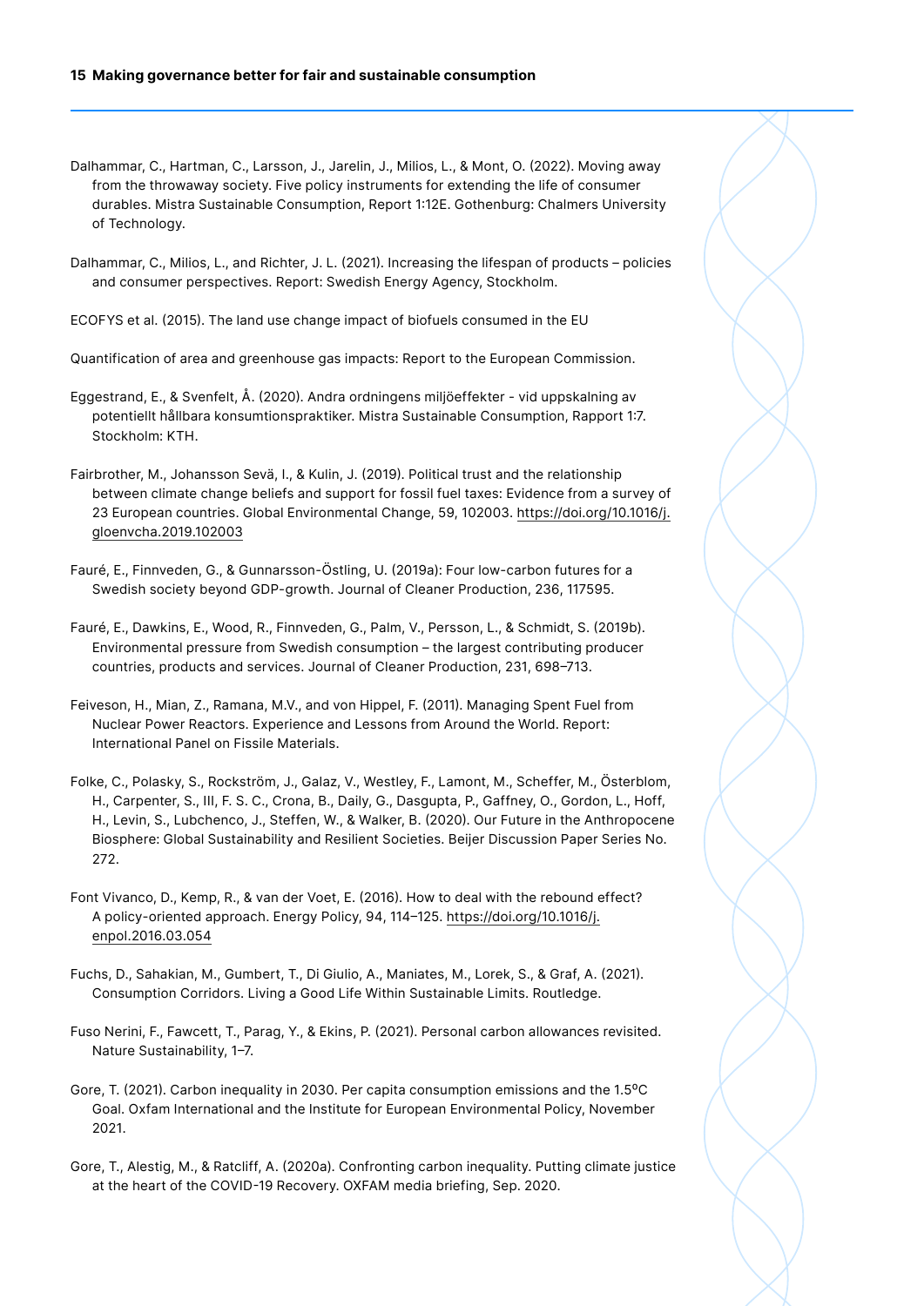Dalhammar, C., Hartman, C., Larsson, J., Jarelin, J., Milios, L., & Mont, O. (2022). Moving away from the throwaway society. Five policy instruments for extending the life of consumer durables. Mistra Sustainable Consumption, Report 1:12E. Gothenburg: Chalmers University of Technology.

Dalhammar, C., Milios, L., and Richter, J. L. (2021). Increasing the lifespan of products – policies and consumer perspectives. Report: Swedish Energy Agency, Stockholm.

ECOFYS et al. (2015). The land use change impact of biofuels consumed in the EU

Quantification of area and greenhouse gas impacts: Report to the European Commission.

Eggestrand, E., & Svenfelt, Å. (2020). Andra ordningens miljöeffekter - vid uppskalning av potentiellt hållbara konsumtionspraktiker. Mistra Sustainable Consumption, Rapport 1:7. Stockholm: KTH.

Fairbrother, M., Johansson Sevä, I., & Kulin, J. (2019). Political trust and the relationship between climate change beliefs and support for fossil fuel taxes: Evidence from a survey of 23 European countries. Global Environmental Change, 59, 102003. https://doi.org/10.1016/j.gloenvcha.2019.102003

Fauré, E., Finnveden, G., & Gunnarsson-Östling, U. (2019a): Four low-carbon futures for a Swedish society beyond GDP-growth. Journal of Cleaner Production, 236, 117595.

Fauré, E., Dawkins, E., Wood, R., Finnveden, G., Palm, V., Persson, L., & Schmidt, S. (2019b). Environmental pressure from Swedish consumption – the largest contributing producer countries, products and services. Journal of Cleaner Production, 231, 698–713.

Feiveson, H., Mian, Z., Ramana, M.V., and von Hippel, F. (2011). Managing Spent Fuel from Nuclear Power Reactors. Experience and Lessons from Around the World. Report: International Panel on Fissile Materials.

Folke, C., Polasky, S., Rockström, J., Galaz, V., Westley, F., Lamont, M., Scheffer, M., Österblom, H., Carpenter, S., III, F. S. C., Crona, B., Daily, G., Dasgupta, P., Gaffney, O., Gordon, L., Hoff, H., Levin, S., Lubchenco, J., Steffen, W., & Walker, B. (2020). Our Future in the Anthropocene Biosphere: Global Sustainability and Resilient Societies. Beijer Discussion Paper Series No. 272.

Font Vivanco, D., Kemp, R., & van der Voet, E. (2016). How to deal with the rebound effect? A policy-oriented approach. Energy Policy, 94, 114–125. https://doi.org/10.1016/j.enpol.2016.03.054

Fuchs, D., Sahakian, M., Gumbert, T., Di Giulio, A., Maniates, M., Lorek, S., & Graf, A. (2021). Consumption Corridors. Living a Good Life Within Sustainable Limits. Routledge.

Fuso Nerini, F., Fawcett, T., Parag, Y., & Ekins, P. (2021). Personal carbon allowances revisited. Nature Sustainability, 1–7.

Gore, T. (2021). Carbon inequality in 2030. Per capita consumption emissions and the 1.5$^{o}$C Goal. Oxfam International and the Institute for European Environmental Policy, November 2021.

Gore, T., Alestig, M., & Ratcliff, A. (2020a). Confronting carbon inequality. Putting climate justice at the heart of the COVID-19 Recovery. OXFAM media briefing, Sep. 2020.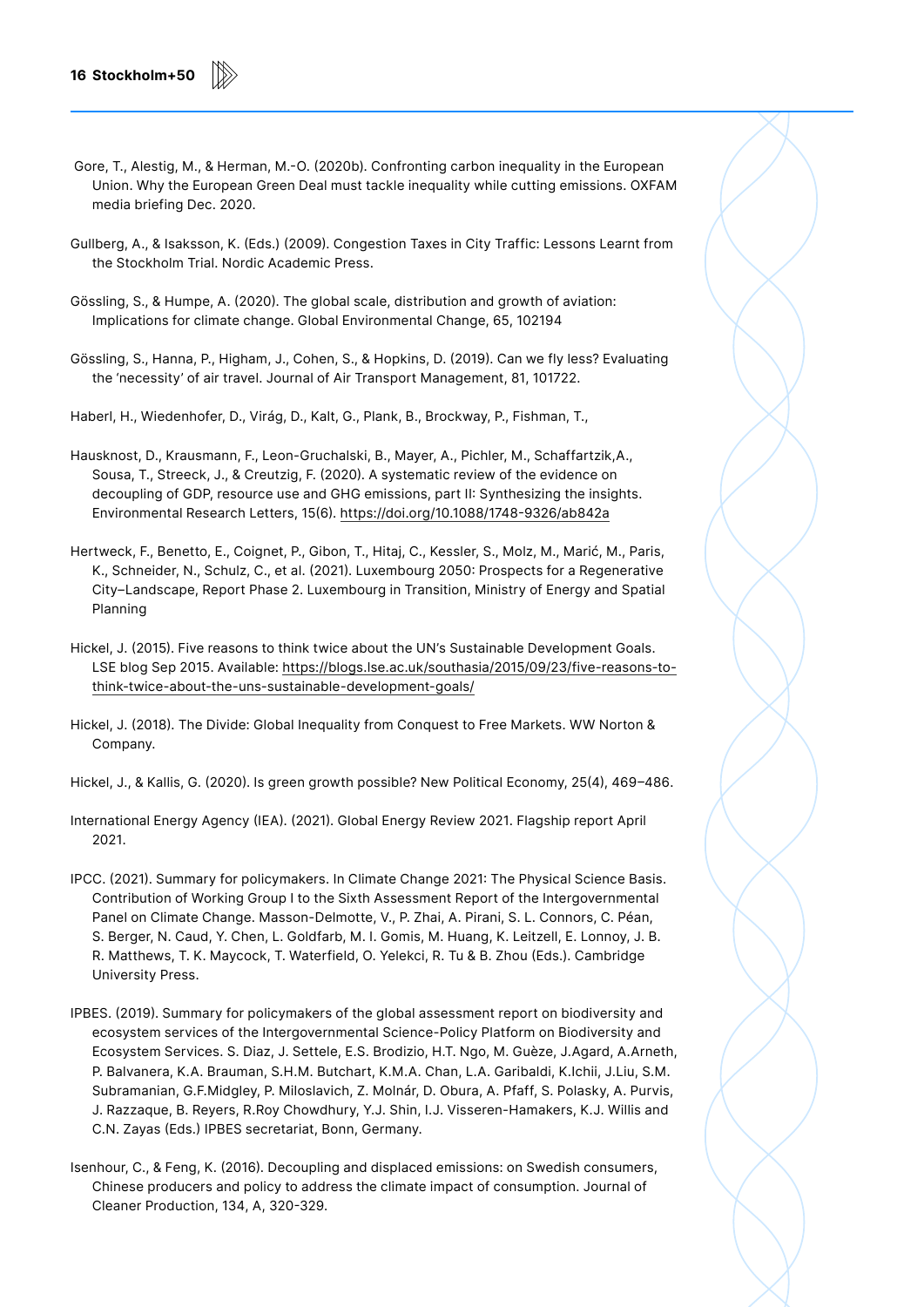Gore, T., Alestig, M., & Herman, M.-O. (2020b). Confronting carbon inequality in the European Union. Why the European Green Deal must tackle inequality while cutting emissions. OXFAM media briefing Dec. 2020.

Gullberg, A., & Isaksson, K. (Eds.) (2009). Congestion Taxes in City Traffic: Lessons Learnt from the Stockholm Trial. Nordic Academic Press.

Gössling, S., & Humpe, A. (2020). The global scale, distribution and growth of aviation: Implications for climate change. Global Environmental Change, 65, 102194

Gössling, S., Hanna, P., Higham, J., Cohen, S., & Hopkins, D. (2019). Can we fly less? Evaluating the 'necessity' of air travel. Journal of Air Transport Management, 81, 101722.

Haberl, H., Wiedenhofer, D., Virág, D., Kalt, G., Plank, B., Brockway, P., Fishman, T.,

Hausknost, D., Krausmann, F., Leon-Gruchalski, B., Mayer, A., Pichler, M., Schaffartzik,A., Sousa, T., Streeck, J., & Creutzig, F. (2020). A systematic review of the evidence on decoupling of GDP, resource use and GHG emissions, part II: Synthesizing the insights. Environmental Research Letters, 15(6). https://doi.org/10.1088/1748-9326/ab842a

Hertweck, F., Benetto, E., Coignet, P., Gibon, T., Hitaj, C., Kessler, S., Molz, M., Marić, M., Paris, K., Schneider, N., Schulz, C., et al. (2021). Luxembourg 2050: Prospects for a Regenerative City–Landscape, Report Phase 2. Luxembourg in Transition, Ministry of Energy and Spatial Planning

Hickel, J. (2015). Five reasons to think twice about the UN's Sustainable Development Goals. LSE blog Sep 2015. Available: https://blogs.lse.ac.uk/southasia/2015/09/23/five-reasons-to-think-twice-about-the-uns-sustainable-development-goals/

Hickel, J. (2018). The Divide: Global Inequality from Conquest to Free Markets. WW Norton & Company.

Hickel, J., & Kallis, G. (2020). Is green growth possible? New Political Economy, 25(4), 469–486.

International Energy Agency (IEA). (2021). Global Energy Review 2021. Flagship report April 2021.

IPCC. (2021). Summary for policymakers. In Climate Change 2021: The Physical Science Basis. Contribution of Working Group I to the Sixth Assessment Report of the Intergovernmental Panel on Climate Change. Masson-Delmotte, V., P. Zhai, A. Pirani, S. L. Connors, C. Péan, S. Berger, N. Caud, Y. Chen, L. Goldfarb, M. I. Gomis, M. Huang, K. Leitzell, E. Lonnoy, J. B. R. Matthews, T. K. Maycock, T. Waterfield, O. Yelekci, R. Tu & B. Zhou (Eds.). Cambridge University Press.

IPBES. (2019). Summary for policymakers of the global assessment report on biodiversity and ecosystem services of the Intergovernmental Science-Policy Platform on Biodiversity and Ecosystem Services. S. Diaz, J. Settele, E.S. Brodizio, H.T. Ngo, M. Guèze, J.Agard, A.Arneth, P. Balvanera, K.A. Brauman, S.H.M. Butchart, K.M.A. Chan, L.A. Garibaldi, K.Ichii, J.Liu, S.M. Subramanian, G.F.Midgley, P. Miloslavich, Z. Molnár, D. Obura, A. Pfaff, S. Polasky, A. Purvis, J. Razzaque, B. Reyers, R.Roy Chowdhury, Y.J. Shin, I.J. Visseren-Hamakers, K.J. Willis and C.N. Zayas (Eds.) IPBES secretariat, Bonn, Germany.

Isenhour, C., & Feng, K. (2016). Decoupling and displaced emissions: on Swedish consumers, Chinese producers and policy to address the climate impact of consumption. Journal of Cleaner Production, 134, A, 320-329.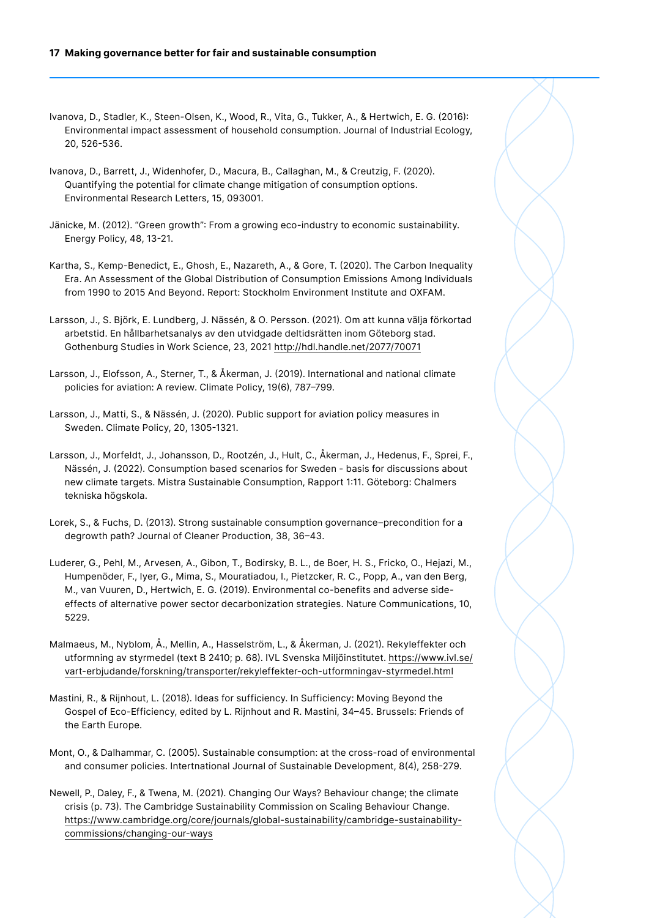Ivanova, D., Stadler, K., Steen-Olsen, K., Wood, R., Vita, G., Tukker, A., & Hertwich, E. G. (2016): Environmental impact assessment of household consumption. Journal of Industrial Ecology, 20, 526-536.

Ivanova, D., Barrett, J., Widenhofer, D., Macura, B., Callaghan, M., & Creutzig, F. (2020). Quantifying the potential for climate change mitigation of consumption options. Environmental Research Letters, 15, 093001.

Jänicke, M. (2012). "Green growth": From a growing eco-industry to economic sustainability. Energy Policy, 48, 13-21.

Kartha, S., Kemp-Benedict, E., Ghosh, E., Nazareth, A., & Gore, T. (2020). The Carbon Inequality Era. An Assessment of the Global Distribution of Consumption Emissions Among Individuals from 1990 to 2015 And Beyond. Report: Stockholm Environment Institute and OXFAM.

Larsson, J., S. Björk, E. Lundberg, J. Nässén, & O. Persson. (2021). Om att kunna välja förkortad arbetstid. En hållbarhetsanalys av den utvidgade deltidsrätten inom Göteborg stad. Gothenburg Studies in Work Science, 23, 2021 http://hdl.handle.net/2077/70071

Larsson, J., Elofsson, A., Sterner, T., & Åkerman, J. (2019). International and national climate policies for aviation: A review. Climate Policy, 19(6), 787–799.

Larsson, J., Matti, S., & Nässén, J. (2020). Public support for aviation policy measures in Sweden. Climate Policy, 20, 1305-1321.

Larsson, J., Morfeldt, J., Johansson, D., Rootzén, J., Hult, C., Åkerman, J., Hedenus, F., Sprei, F., Nässén, J. (2022). Consumption based scenarios for Sweden - basis for discussions about new climate targets. Mistra Sustainable Consumption, Rapport 1:11. Göteborg: Chalmers tekniska högskola.

Lorek, S., & Fuchs, D. (2013). Strong sustainable consumption governance–precondition for a degrowth path? Journal of Cleaner Production, 38, 36–43.

Luderer, G., Pehl, M., Arvesen, A., Gibon, T., Bodirsky, B. L., de Boer, H. S., Fricko, O., Hejazi, M., Humpenöder, F., Iyer, G., Mima, S., Mouratiadou, I., Pietzcker, R. C., Popp, A., van den Berg, M., van Vuuren, D., Hertwich, E. G. (2019). Environmental co-benefits and adverse side-effects of alternative power sector decarbonization strategies. Nature Communications, 10, 5229.

Malmaeus, M., Nyblom, Å., Mellin, A., Hasselström, L., & Åkerman, J. (2021). Rekyleffekter och utformning av styrmedel (text B 2410; p. 68). IVL Svenska Miljöinstitutet. https://www.ivl.se/vart-erbjudande/forskning/transporter/rekyleffekter-och-utformningav-styrmedel.html

Mastini, R., & Rijnhout, L. (2018). Ideas for sufficiency. In Sufficiency: Moving Beyond the Gospel of Eco-Efficiency, edited by L. Rijnhout and R. Mastini, 34–45. Brussels: Friends of the Earth Europe.

Mont, O., & Dalhammar, C. (2005). Sustainable consumption: at the cross-road of environmental and consumer policies. Intertnational Journal of Sustainable Development, 8(4), 258-279.

Newell, P., Daley, F., & Twena, M. (2021). Changing Our Ways? Behaviour change; the climate crisis (p. 73). The Cambridge Sustainability Commission on Scaling Behaviour Change. https://www.cambridge.org/core/journals/global-sustainability/cambridge-sustainability-commissions/changing-our-ways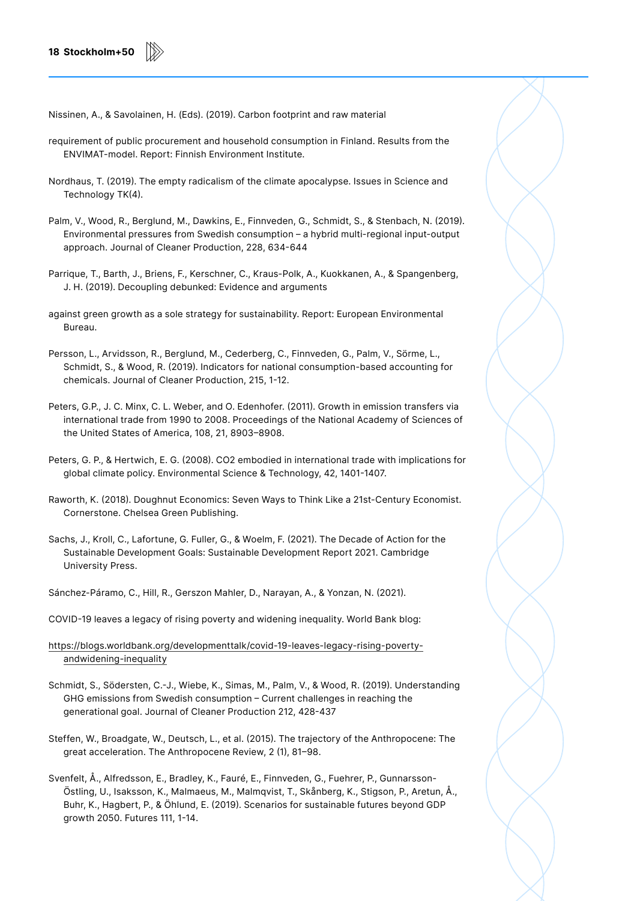Nissinen, A., & Savolainen, H. (Eds). (2019). Carbon footprint and raw material

requirement of public procurement and household consumption in Finland. Results from the ENVIMAT-model. Report: Finnish Environment Institute.

Nordhaus, T. (2019). The empty radicalism of the climate apocalypse. Issues in Science and Technology TK(4).

Palm, V., Wood, R., Berglund, M., Dawkins, E., Finnveden, G., Schmidt, S., & Stenbach, N. (2019). Environmental pressures from Swedish consumption – a hybrid multi-regional input-output approach. Journal of Cleaner Production, 228, 634-644

Parrique, T., Barth, J., Briens, F., Kerschner, C., Kraus-Polk, A., Kuokkanen, A., & Spangenberg, J. H. (2019). Decoupling debunked: Evidence and arguments

against green growth as a sole strategy for sustainability. Report: European Environmental Bureau.

Persson, L., Arvidsson, R., Berglund, M., Cederberg, C., Finnveden, G., Palm, V., Sörme, L., Schmidt, S., & Wood, R. (2019). Indicators for national consumption-based accounting for chemicals. Journal of Cleaner Production, 215, 1-12.

Peters, G.P., J. C. Minx, C. L. Weber, and O. Edenhofer. (2011). Growth in emission transfers via international trade from 1990 to 2008. Proceedings of the National Academy of Sciences of the United States of America, 108, 21, 8903–8908.

Peters, G. P., & Hertwich, E. G. (2008). CO2 embodied in international trade with implications for global climate policy. Environmental Science & Technology, 42, 1401-1407.

Raworth, K. (2018). Doughnut Economics: Seven Ways to Think Like a 21st-Century Economist. Cornerstone. Chelsea Green Publishing.

Sachs, J., Kroll, C., Lafortune, G. Fuller, G., & Woelm, F. (2021). The Decade of Action for the Sustainable Development Goals: Sustainable Development Report 2021. Cambridge University Press.

Sánchez-Páramo, C., Hill, R., Gerszon Mahler, D., Narayan, A., & Yonzan, N. (2021).

COVID-19 leaves a legacy of rising poverty and widening inequality. World Bank blog:

https://blogs.worldbank.org/developmenttalk/covid-19-leaves-legacy-rising-poverty-andwidening-inequality

Schmidt, S., Södersten, C.-J., Wiebe, K., Simas, M., Palm, V., & Wood, R. (2019). Understanding GHG emissions from Swedish consumption – Current challenges in reaching the generational goal. Journal of Cleaner Production 212, 428-437

Steffen, W., Broadgate, W., Deutsch, L., et al. (2015). The trajectory of the Anthropocene: The great acceleration. The Anthropocene Review, 2 (1), 81–98.

Svenfelt, Å., Alfredsson, E., Bradley, K., Fauré, E., Finnveden, G., Fuehrer, P., Gunnarsson-Östling, U., Isaksson, K., Malmaeus, M., Malmqvist, T., Skånberg, K., Stigson, P., Aretun, Å., Buhr, K., Hagbert, P., & Öhlund, E. (2019). Scenarios for sustainable futures beyond GDP growth 2050. Futures 111, 1-14.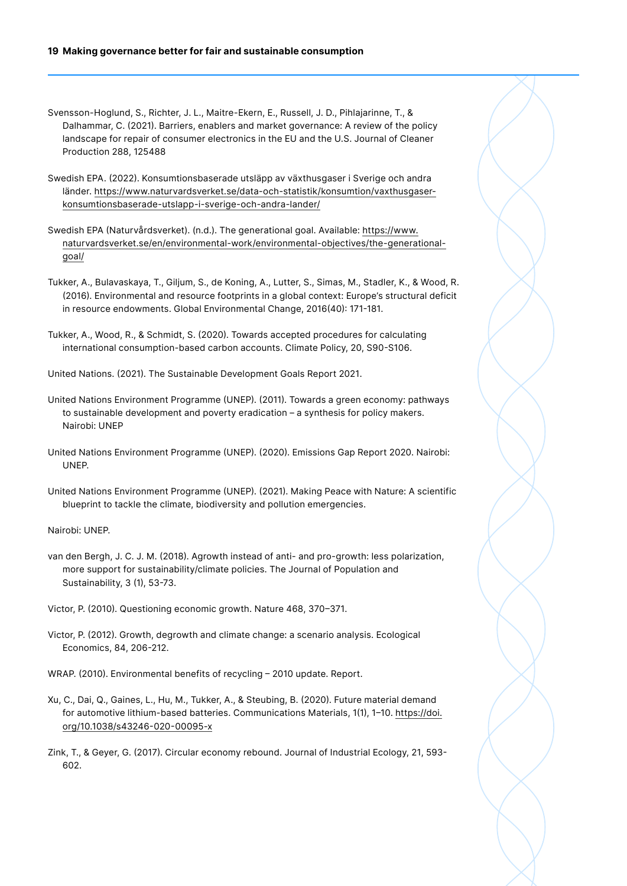Svensson-Hoglund, S., Richter, J. L., Maitre-Ekern, E., Russell, J. D., Pihlajarinne, T., & Dalhammar, C. (2021). Barriers, enablers and market governance: A review of the policy landscape for repair of consumer electronics in the EU and the U.S. Journal of Cleaner Production 288, 125488

Swedish EPA. (2022). Konsumtionsbaserade utsläpp av växthusgaser i Sverige och andra länder. https://www.naturvardsverket.se/data-och-statistik/konsumtion/vaxthusgaser-konsumtionsbaserade-utslapp-i-sverige-och-andra-lander/

Swedish EPA (Naturvårdsverket). (n.d.). The generational goal. Available: https://www.naturvardsverket.se/en/environmental-work/environmental-objectives/the-generational-goal/

Tukker, A., Bulavaskaya, T., Giljum, S., de Koning, A., Lutter, S., Simas, M., Stadler, K., & Wood, R. (2016). Environmental and resource footprints in a global context: Europe's structural deficit in resource endowments. Global Environmental Change, 2016(40): 171-181.

Tukker, A., Wood, R., & Schmidt, S. (2020). Towards accepted procedures for calculating international consumption-based carbon accounts. Climate Policy, 20, S90-S106.

United Nations. (2021). The Sustainable Development Goals Report 2021.

United Nations Environment Programme (UNEP). (2011). Towards a green economy: pathways to sustainable development and poverty eradication – a synthesis for policy makers. Nairobi: UNEP

United Nations Environment Programme (UNEP). (2020). Emissions Gap Report 2020. Nairobi: UNEP.

United Nations Environment Programme (UNEP). (2021). Making Peace with Nature: A scientific blueprint to tackle the climate, biodiversity and pollution emergencies.

Nairobi: UNEP.

van den Bergh, J. C. J. M. (2018). Agrowth instead of anti- and pro-growth: less polarization, more support for sustainability/climate policies. The Journal of Population and Sustainability, 3 (1), 53-73.

Victor, P. (2010). Questioning economic growth. Nature 468, 370–371.

Victor, P. (2012). Growth, degrowth and climate change: a scenario analysis. Ecological Economics, 84, 206-212.

WRAP. (2010). Environmental benefits of recycling – 2010 update. Report.

Xu, C., Dai, Q., Gaines, L., Hu, M., Tukker, A., & Steubing, B. (2020). Future material demand for automotive lithium-based batteries. Communications Materials, 1(1), 1–10. https://doi.org/10.1038/s43246-020-00095-x

Zink, T., & Geyer, G. (2017). Circular economy rebound. Journal of Industrial Ecology, 21, 593-602.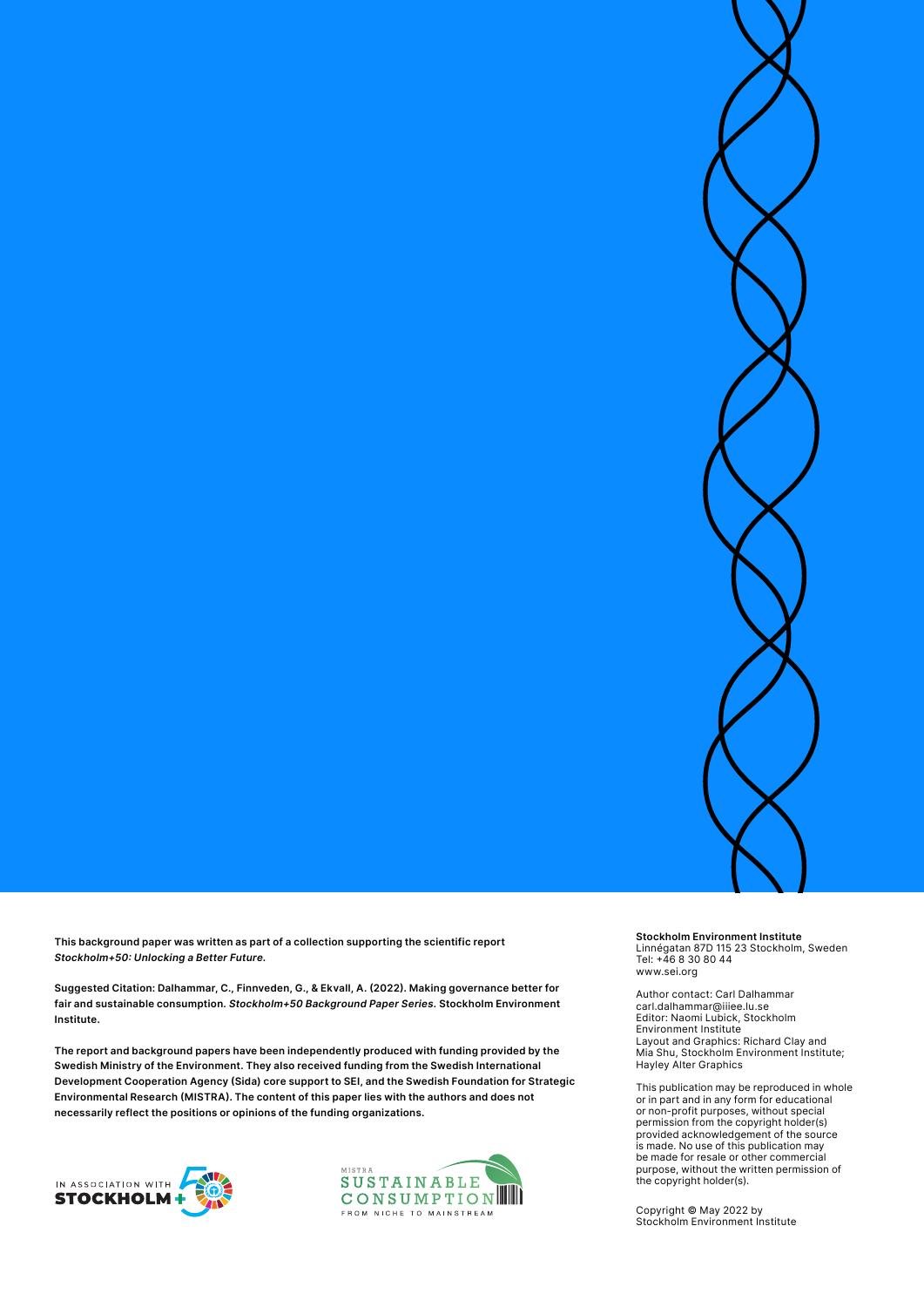**This background paper was written as part of a collection supporting the scientific report *Stockholm+50: Unlocking a Better Future*.**

**Suggested Citation: Dalhammar, C., Finnveden, G., & Ekvall, A. (2022). Making governance better for fair and sustainable consumption. *Stockholm+50 Background Paper Series*. Stockholm Environment Institute.**

**The report and background papers have been independently produced with funding provided by the Swedish Ministry of the Environment. They also received funding from the Swedish International Development Cooperation Agency (Sida) core support to SEI, and the Swedish Foundation for Strategic Environmental Research (MISTRA). The content of this paper lies with the authors and does not necessarily reflect the positions or opinions of the funding organizations.**

IN ASSOCIATION WITH STOCKHOLM+50

MISTRA SUSTAINABLE CONSUMPTION FROM NICHE TO MAINSTREAM

**Stockholm Environment Institute**
Linnégatan 87D 115 23 Stockholm, Sweden
Tel: +46 8 30 80 44
www.sei.org

Author contact: Carl Dalhammar
carl.dalhammar@iiiee.lu.se
Editor: Naomi Lubick, Stockholm Environment Institute
Layout and Graphics: Richard Clay and Mia Shu, Stockholm Environment Institute; Hayley Alter Graphics

This publication may be reproduced in whole or in part and in any form for educational or non-profit purposes, without special permission from the copyright holder(s) provided acknowledgement of the source is made. No use of this publication may be made for resale or other commercial purpose, without the written permission of the copyright holder(s).

Copyright © May 2022 by Stockholm Environment Institute